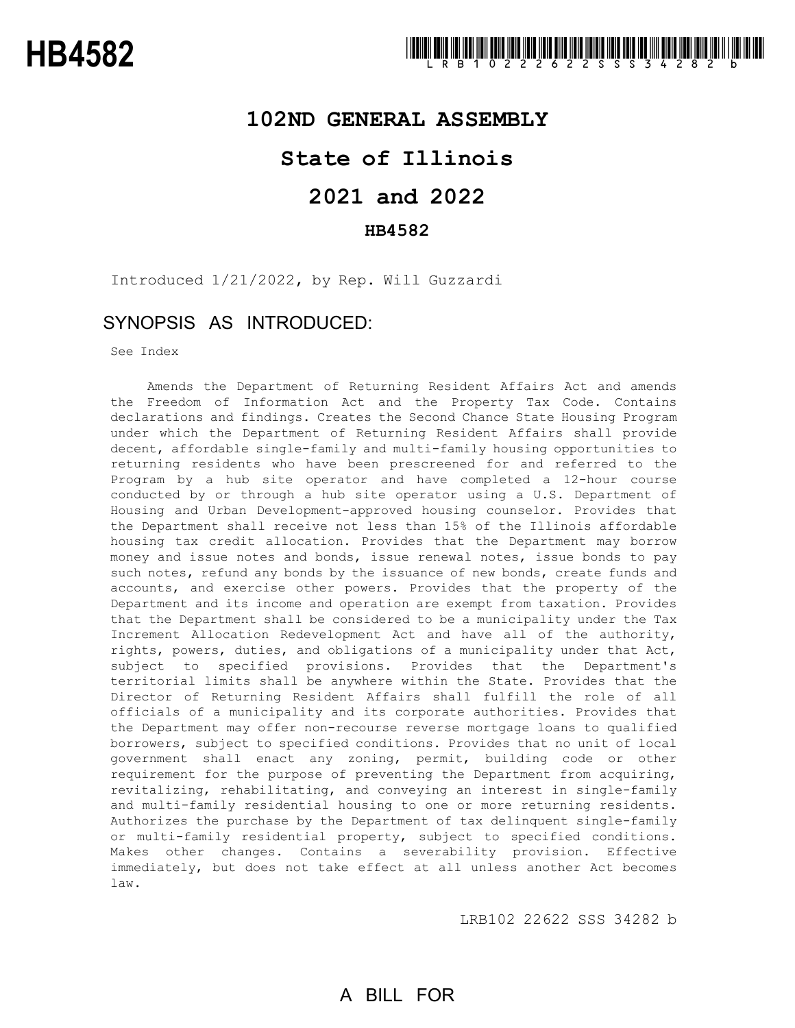# HB4582

# 102ND GENERAL ASSEMBLY

# State of Illinois

# 2021 and 2022

## HB4582

Introduced 1/21/2022, by Rep. Will Guzzardi

## SYNOPSIS AS INTRODUCED:

See Index

Amends the Department of Returning Resident Affairs Act and amends the Freedom of Information Act and the Property Tax Code. Contains declarations and findings. Creates the Second Chance State Housing Program under which the Department of Returning Resident Affairs shall provide decent, affordable single-family and multi-family housing opportunities to returning residents who have been prescreened for and referred to the Program by a hub site operator and have completed a 12-hour course conducted by or through a hub site operator using a U.S. Department of Housing and Urban Development-approved housing counselor. Provides that the Department shall receive not less than 15% of the Illinois affordable housing tax credit allocation. Provides that the Department may borrow money and issue notes and bonds, issue renewal notes, issue bonds to pay such notes, refund any bonds by the issuance of new bonds, create funds and accounts, and exercise other powers. Provides that the property of the Department and its income and operation are exempt from taxation. Provides that the Department shall be considered to be a municipality under the Tax Increment Allocation Redevelopment Act and have all of the authority, rights, powers, duties, and obligations of a municipality under that Act, subject to specified provisions. Provides that the Department's territorial limits shall be anywhere within the State. Provides that the Director of Returning Resident Affairs shall fulfill the role of all officials of a municipality and its corporate authorities. Provides that the Department may offer non-recourse reverse mortgage loans to qualified borrowers, subject to specified conditions. Provides that no unit of local government shall enact any zoning, permit, building code or other requirement for the purpose of preventing the Department from acquiring, revitalizing, rehabilitating, and conveying an interest in single-family and multi-family residential housing to one or more returning residents. Authorizes the purchase by the Department of tax delinquent single-family or multi-family residential property, subject to specified conditions. Makes other changes. Contains a severability provision. Effective immediately, but does not take effect at all unless another Act becomes law.

LRB102 22622 SSS 34282 b

A BILL FOR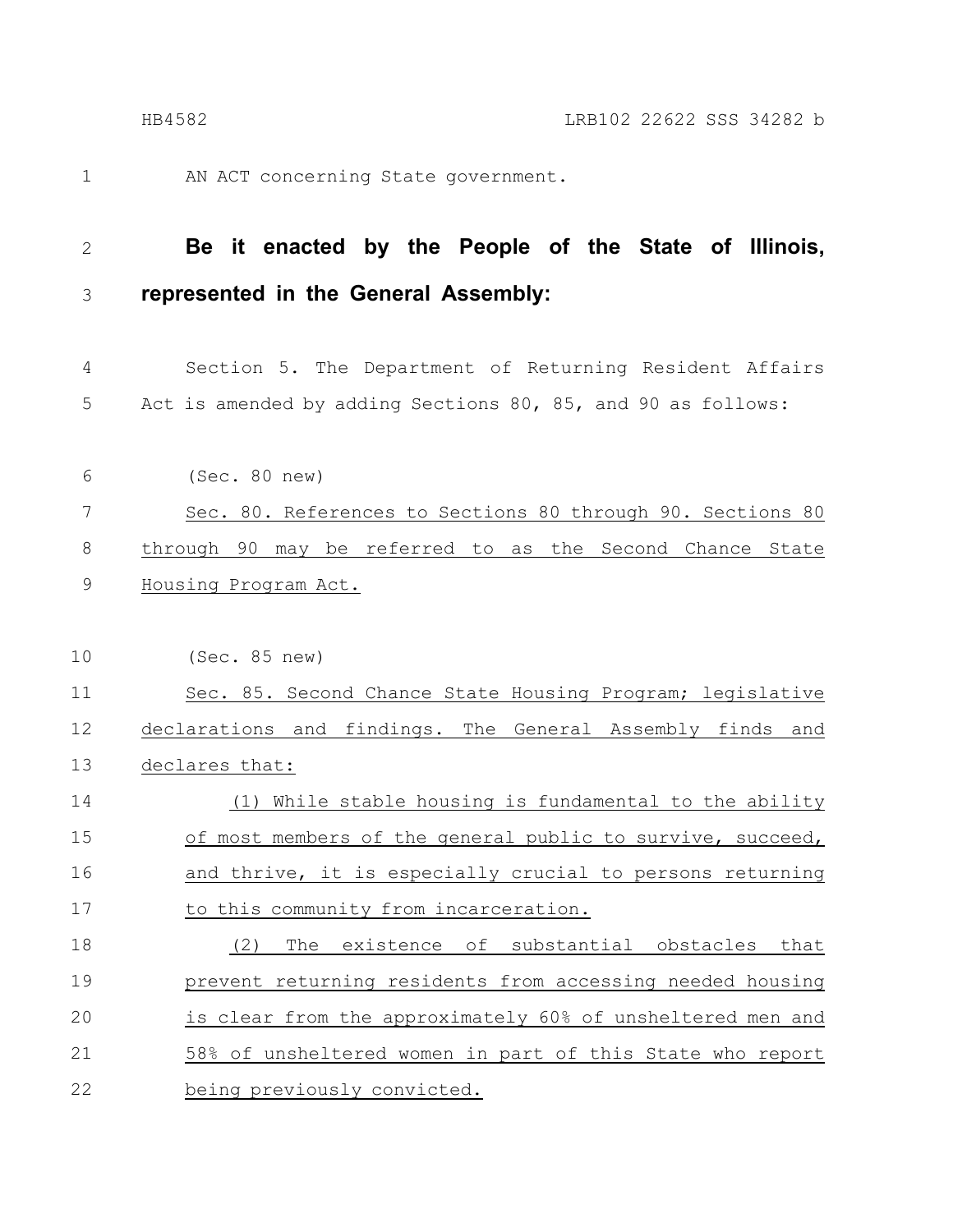AN ACT concerning State government.

**Be it enacted by the People of the State of Illinois, represented in the General Assembly:**

Section 5. The Department of Returning Resident Affairs Act is amended by adding Sections 80, 85, and 90 as follows:

(Sec. 80 new)

Sec. 80. References to Sections 80 through 90. Sections 80 through 90 may be referred to as the Second Chance State Housing Program Act.

(Sec. 85 new)

Sec. 85. Second Chance State Housing Program; legislative declarations and findings. The General Assembly finds and declares that:

(1) While stable housing is fundamental to the ability of most members of the general public to survive, succeed, and thrive, it is especially crucial to persons returning to this community from incarceration.

(2) The existence of substantial obstacles that prevent returning residents from accessing needed housing is clear from the approximately 60% of unsheltered men and 58% of unsheltered women in part of this State who report being previously convicted.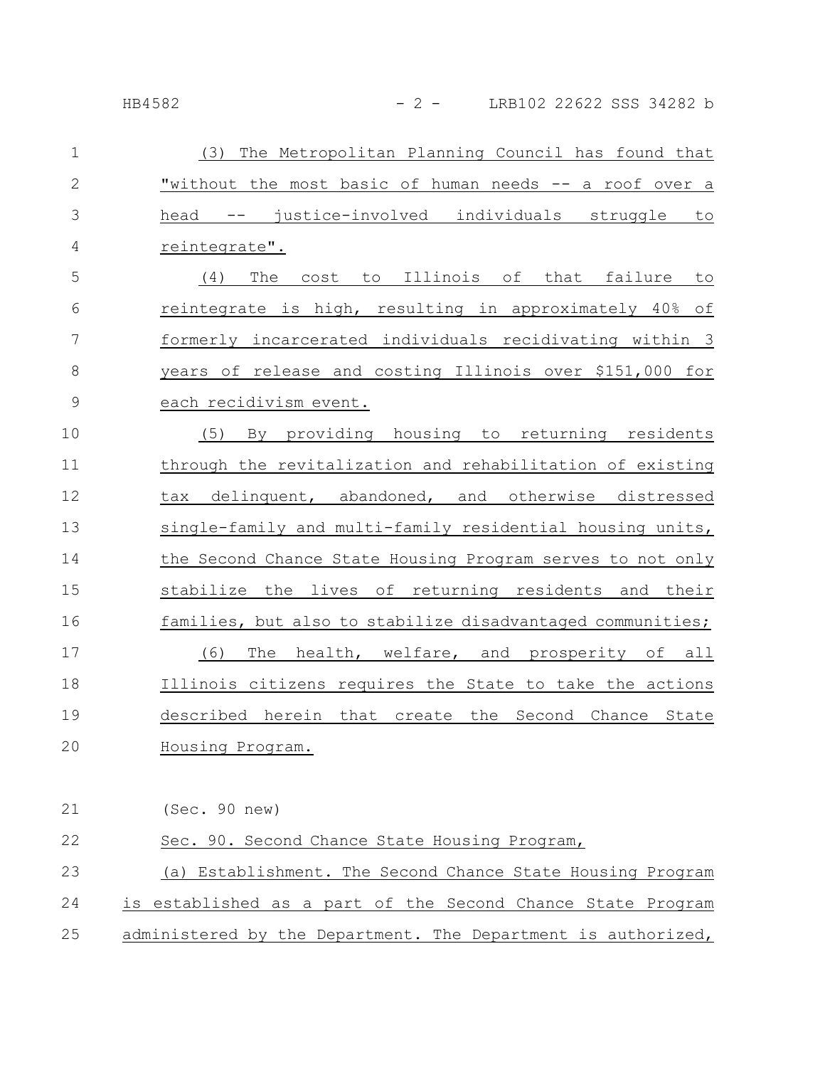(3) The Metropolitan Planning Council has found that "without the most basic of human needs -- a roof over a head -- justice-involved individuals struggle to reintegrate".

(4) The cost to Illinois of that failure to reintegrate is high, resulting in approximately 40% of formerly incarcerated individuals recidivating within 3 years of release and costing Illinois over $151,000 for each recidivism event.

(5) By providing housing to returning residents through the revitalization and rehabilitation of existing tax delinquent, abandoned, and otherwise distressed single-family and multi-family residential housing units, the Second Chance State Housing Program serves to not only stabilize the lives of returning residents and their families, but also to stabilize disadvantaged communities;

(6) The health, welfare, and prosperity of all Illinois citizens requires the State to take the actions described herein that create the Second Chance State Housing Program.

(Sec. 90 new)

Sec. 90. Second Chance State Housing Program,

(a) Establishment. The Second Chance State Housing Program is established as a part of the Second Chance State Program administered by the Department. The Department is authorized,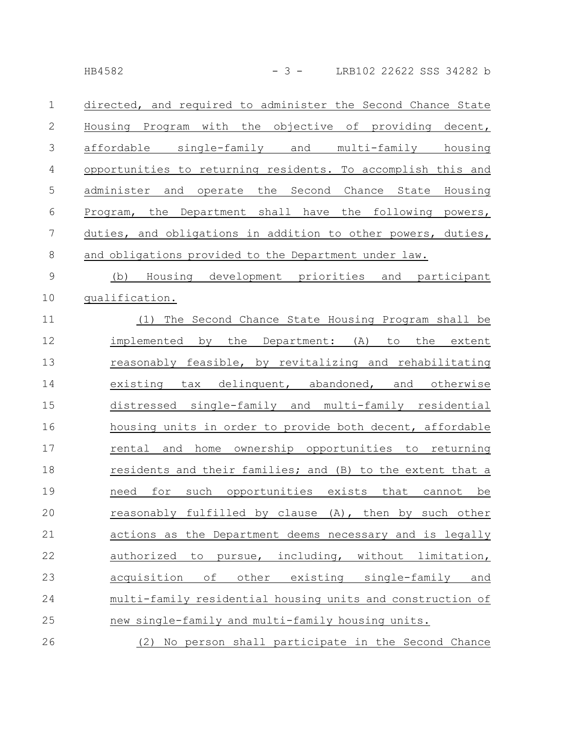directed, and required to administer the Second Chance State Housing Program with the objective of providing decent, affordable single-family and multi-family housing opportunities to returning residents. To accomplish this and administer and operate the Second Chance State Housing Program, the Department shall have the following powers, duties, and obligations in addition to other powers, duties, and obligations provided to the Department under law.

(b) Housing development priorities and participant qualification.

(1) The Second Chance State Housing Program shall be implemented by the Department: (A) to the extent reasonably feasible, by revitalizing and rehabilitating existing tax delinquent, abandoned, and otherwise distressed single-family and multi-family residential housing units in order to provide both decent, affordable rental and home ownership opportunities to returning residents and their families; and (B) to the extent that a need for such opportunities exists that cannot be reasonably fulfilled by clause (A), then by such other actions as the Department deems necessary and is legally authorized to pursue, including, without limitation, acquisition of other existing single-family and multi-family residential housing units and construction of new single-family and multi-family housing units.

(2) No person shall participate in the Second Chance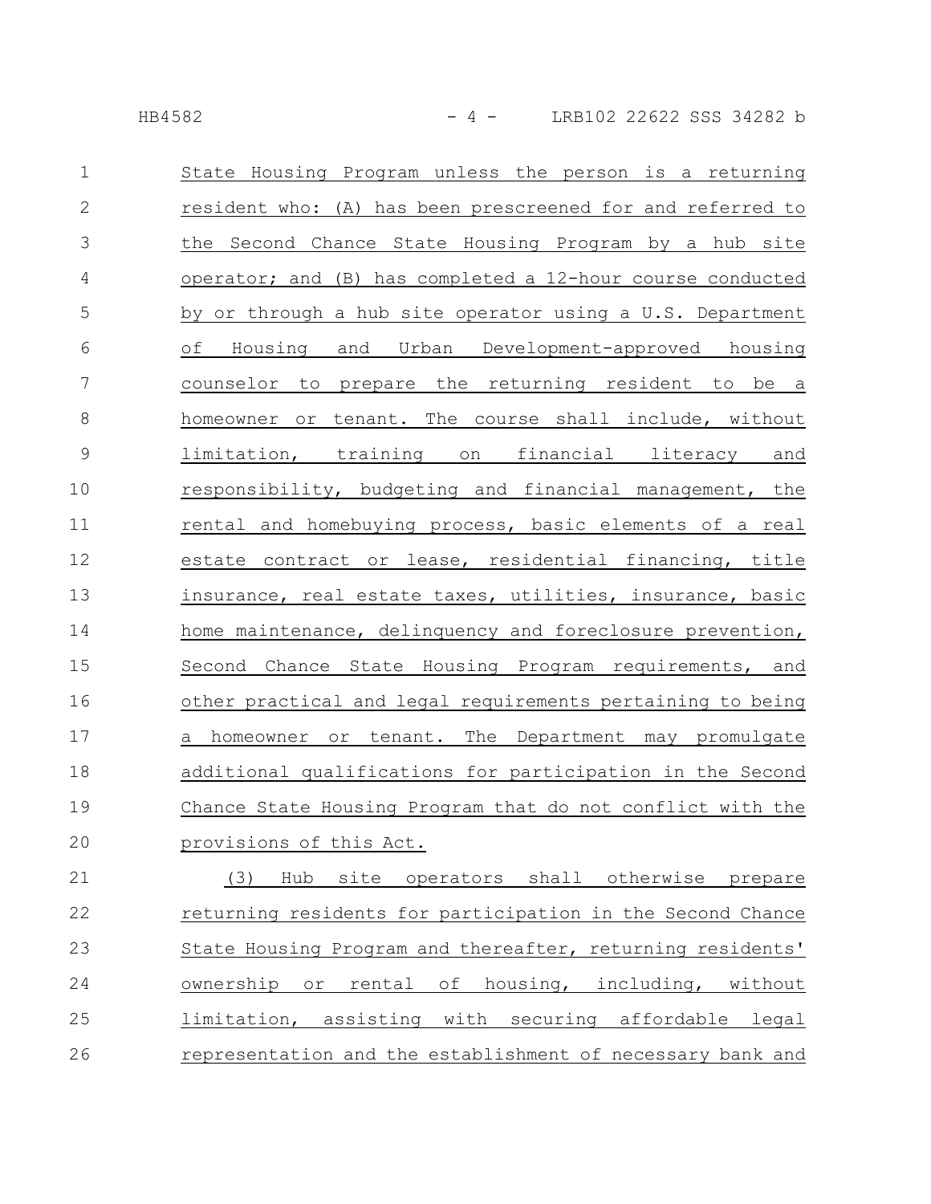State Housing Program unless the person is a returning resident who: (A) has been prescreened for and referred to the Second Chance State Housing Program by a hub site operator; and (B) has completed a 12-hour course conducted by or through a hub site operator using a U.S. Department of Housing and Urban Development-approved housing counselor to prepare the returning resident to be a homeowner or tenant. The course shall include, without limitation, training on financial literacy and responsibility, budgeting and financial management, the rental and homebuying process, basic elements of a real estate contract or lease, residential financing, title insurance, real estate taxes, utilities, insurance, basic home maintenance, delinquency and foreclosure prevention, Second Chance State Housing Program requirements, and other practical and legal requirements pertaining to being a homeowner or tenant. The Department may promulgate additional qualifications for participation in the Second Chance State Housing Program that do not conflict with the provisions of this Act.

(3) Hub site operators shall otherwise prepare returning residents for participation in the Second Chance State Housing Program and thereafter, returning residents' ownership or rental of housing, including, without limitation, assisting with securing affordable legal representation and the establishment of necessary bank and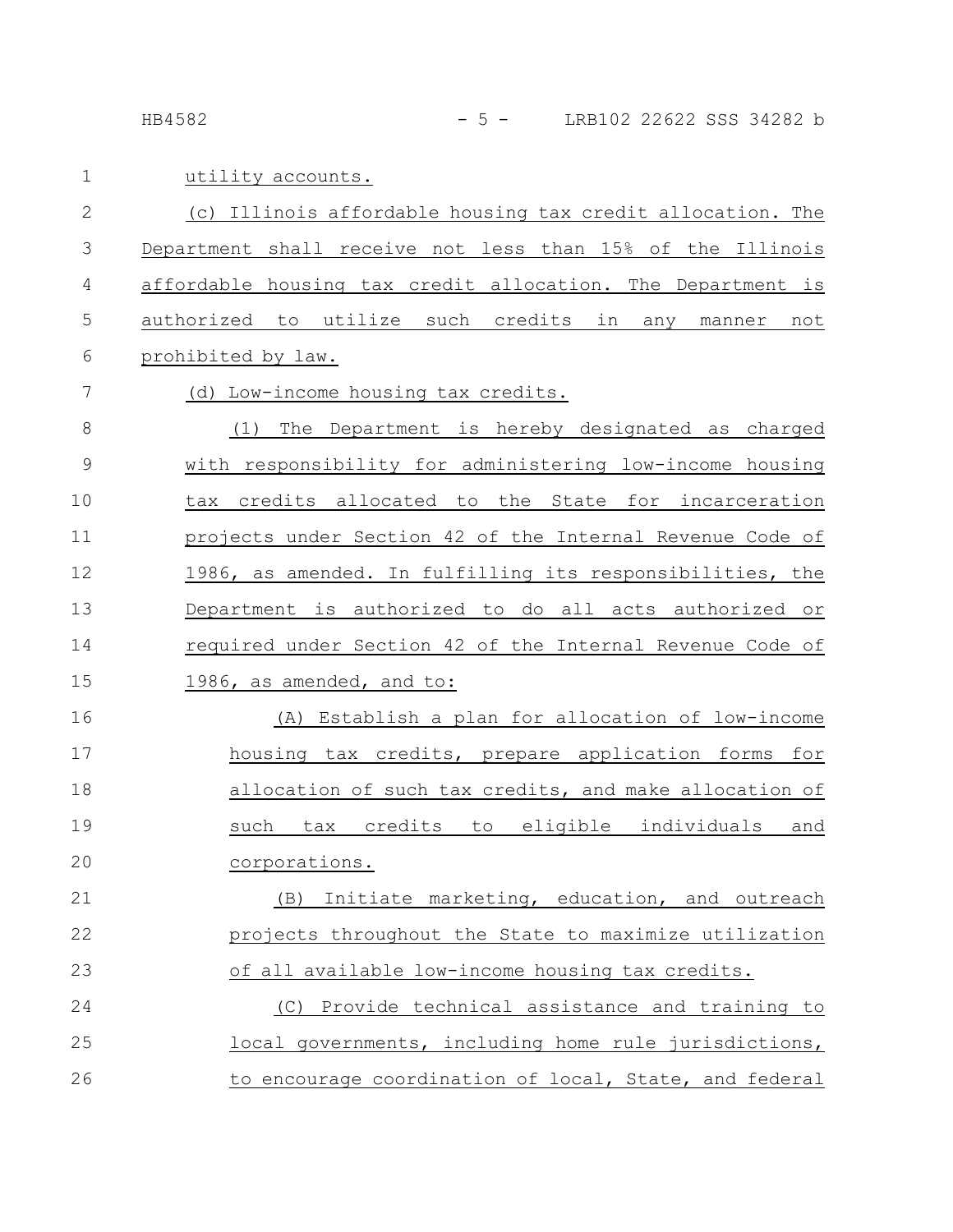utility accounts.

(c) Illinois affordable housing tax credit allocation. The Department shall receive not less than 15% of the Illinois affordable housing tax credit allocation. The Department is authorized to utilize such credits in any manner not prohibited by law.

(d) Low-income housing tax credits.

(1) The Department is hereby designated as charged with responsibility for administering low-income housing tax credits allocated to the State for incarceration projects under Section 42 of the Internal Revenue Code of 1986, as amended. In fulfilling its responsibilities, the Department is authorized to do all acts authorized or required under Section 42 of the Internal Revenue Code of 1986, as amended, and to:

(A) Establish a plan for allocation of low-income housing tax credits, prepare application forms for allocation of such tax credits, and make allocation of such tax credits to eligible individuals and corporations.

(B) Initiate marketing, education, and outreach projects throughout the State to maximize utilization of all available low-income housing tax credits.

(C) Provide technical assistance and training to local governments, including home rule jurisdictions, to encourage coordination of local, State, and federal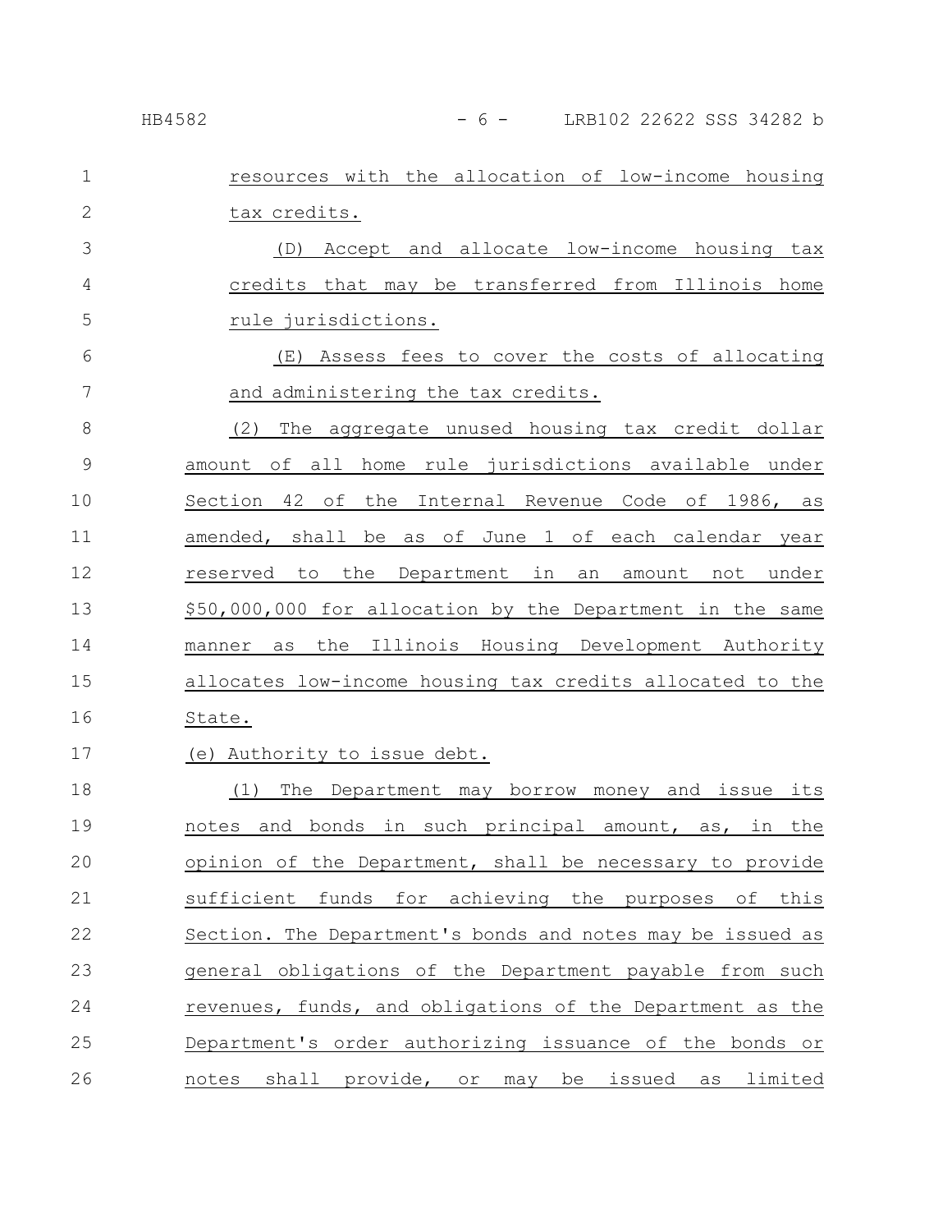resources with the allocation of low-income housing tax credits.

(D) Accept and allocate low-income housing tax credits that may be transferred from Illinois home rule jurisdictions.

(E) Assess fees to cover the costs of allocating and administering the tax credits.

(2) The aggregate unused housing tax credit dollar amount of all home rule jurisdictions available under Section 42 of the Internal Revenue Code of 1986, as amended, shall be as of June 1 of each calendar year reserved to the Department in an amount not under $50,000,000 for allocation by the Department in the same manner as the Illinois Housing Development Authority allocates low-income housing tax credits allocated to the State.

(e) Authority to issue debt.

(1) The Department may borrow money and issue its notes and bonds in such principal amount, as, in the opinion of the Department, shall be necessary to provide sufficient funds for achieving the purposes of this Section. The Department's bonds and notes may be issued as general obligations of the Department payable from such revenues, funds, and obligations of the Department as the Department's order authorizing issuance of the bonds or notes shall provide, or may be issued as limited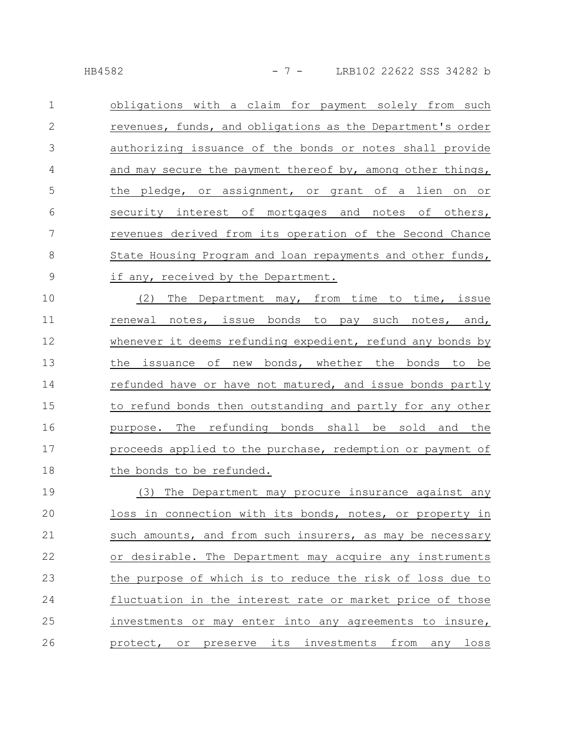obligations with a claim for payment solely from such revenues, funds, and obligations as the Department's order authorizing issuance of the bonds or notes shall provide and may secure the payment thereof by, among other things, the pledge, or assignment, or grant of a lien on or security interest of mortgages and notes of others, revenues derived from its operation of the Second Chance State Housing Program and loan repayments and other funds, if any, received by the Department.

(2) The Department may, from time to time, issue renewal notes, issue bonds to pay such notes, and, whenever it deems refunding expedient, refund any bonds by the issuance of new bonds, whether the bonds to be refunded have or have not matured, and issue bonds partly to refund bonds then outstanding and partly for any other purpose. The refunding bonds shall be sold and the proceeds applied to the purchase, redemption or payment of the bonds to be refunded.

(3) The Department may procure insurance against any loss in connection with its bonds, notes, or property in such amounts, and from such insurers, as may be necessary or desirable. The Department may acquire any instruments the purpose of which is to reduce the risk of loss due to fluctuation in the interest rate or market price of those investments or may enter into any agreements to insure, protect, or preserve its investments from any loss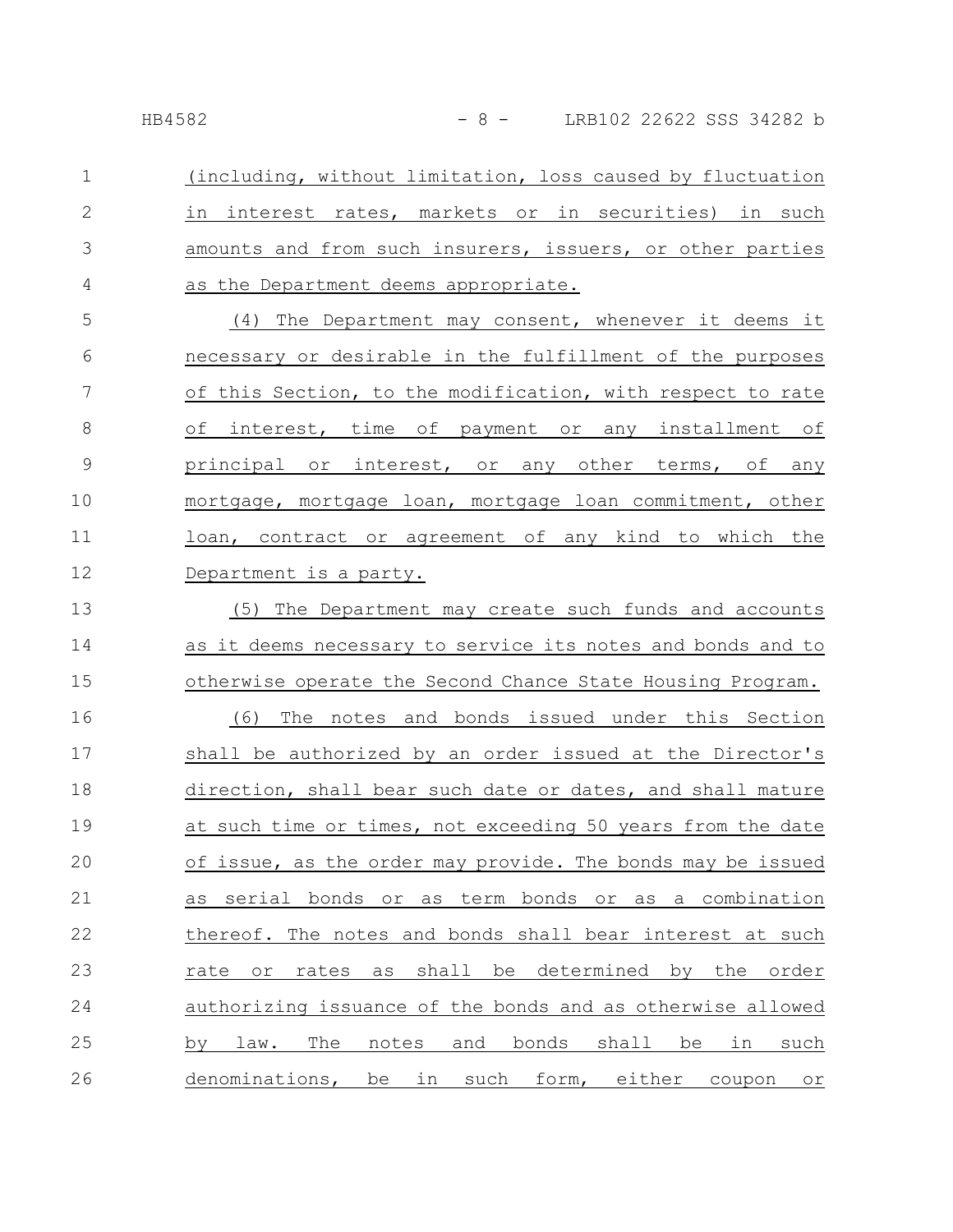(including, without limitation, loss caused by fluctuation in interest rates, markets or in securities) in such amounts and from such insurers, issuers, or other parties as the Department deems appropriate.

(4) The Department may consent, whenever it deems it necessary or desirable in the fulfillment of the purposes of this Section, to the modification, with respect to rate of interest, time of payment or any installment of principal or interest, or any other terms, of any mortgage, mortgage loan, mortgage loan commitment, other loan, contract or agreement of any kind to which the Department is a party.

(5) The Department may create such funds and accounts as it deems necessary to service its notes and bonds and to otherwise operate the Second Chance State Housing Program.

(6) The notes and bonds issued under this Section shall be authorized by an order issued at the Director's direction, shall bear such date or dates, and shall mature at such time or times, not exceeding 50 years from the date of issue, as the order may provide. The bonds may be issued as serial bonds or as term bonds or as a combination thereof. The notes and bonds shall bear interest at such rate or rates as shall be determined by the order authorizing issuance of the bonds and as otherwise allowed by law. The notes and bonds shall be in such denominations, be in such form, either coupon or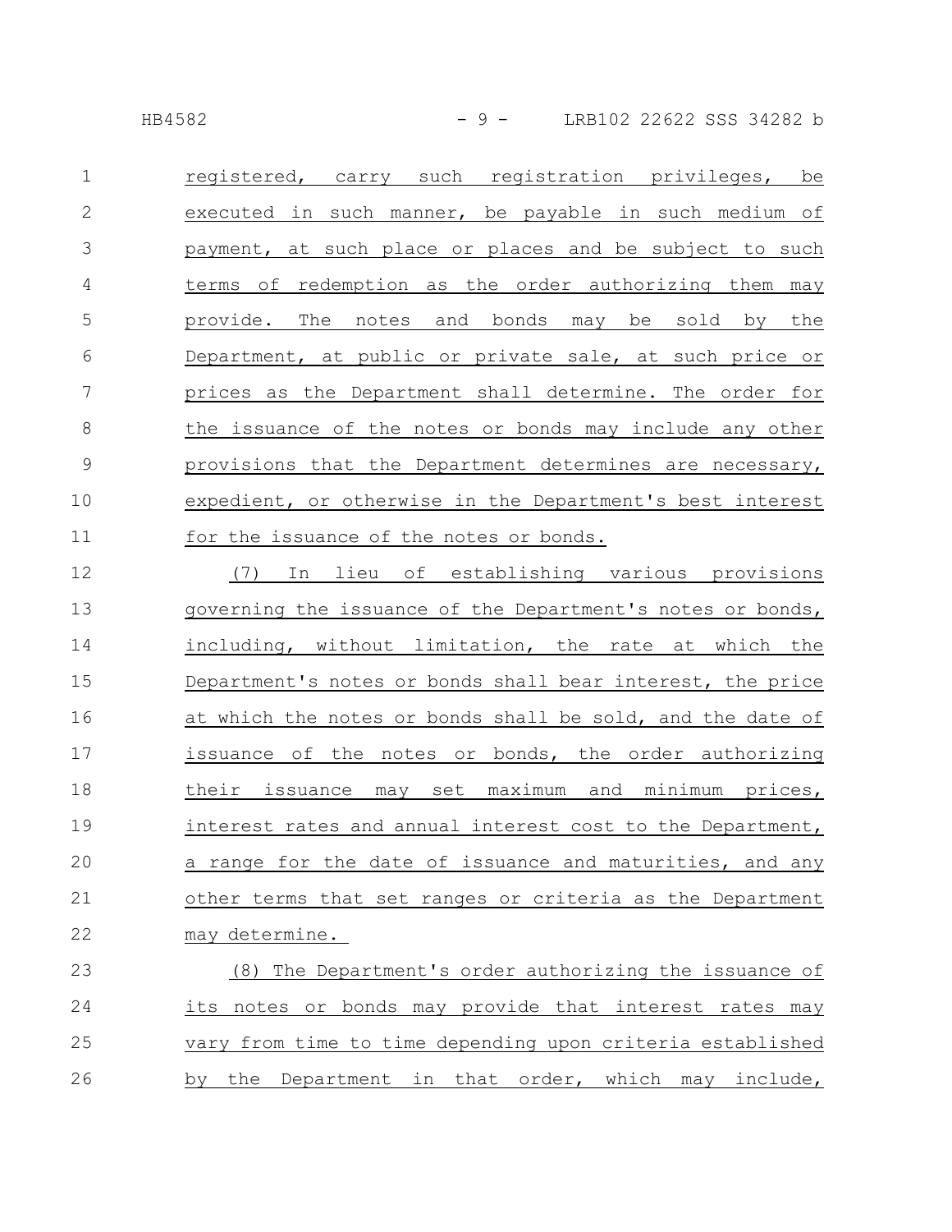registered, carry such registration privileges, be executed in such manner, be payable in such medium of payment, at such place or places and be subject to such terms of redemption as the order authorizing them may provide. The notes and bonds may be sold by the Department, at public or private sale, at such price or prices as the Department shall determine. The order for the issuance of the notes or bonds may include any other provisions that the Department determines are necessary, expedient, or otherwise in the Department's best interest for the issuance of the notes or bonds.

(7) In lieu of establishing various provisions governing the issuance of the Department's notes or bonds, including, without limitation, the rate at which the Department's notes or bonds shall bear interest, the price at which the notes or bonds shall be sold, and the date of issuance of the notes or bonds, the order authorizing their issuance may set maximum and minimum prices, interest rates and annual interest cost to the Department, a range for the date of issuance and maturities, and any other terms that set ranges or criteria as the Department may determine.

(8) The Department's order authorizing the issuance of its notes or bonds may provide that interest rates may vary from time to time depending upon criteria established by the Department in that order, which may include,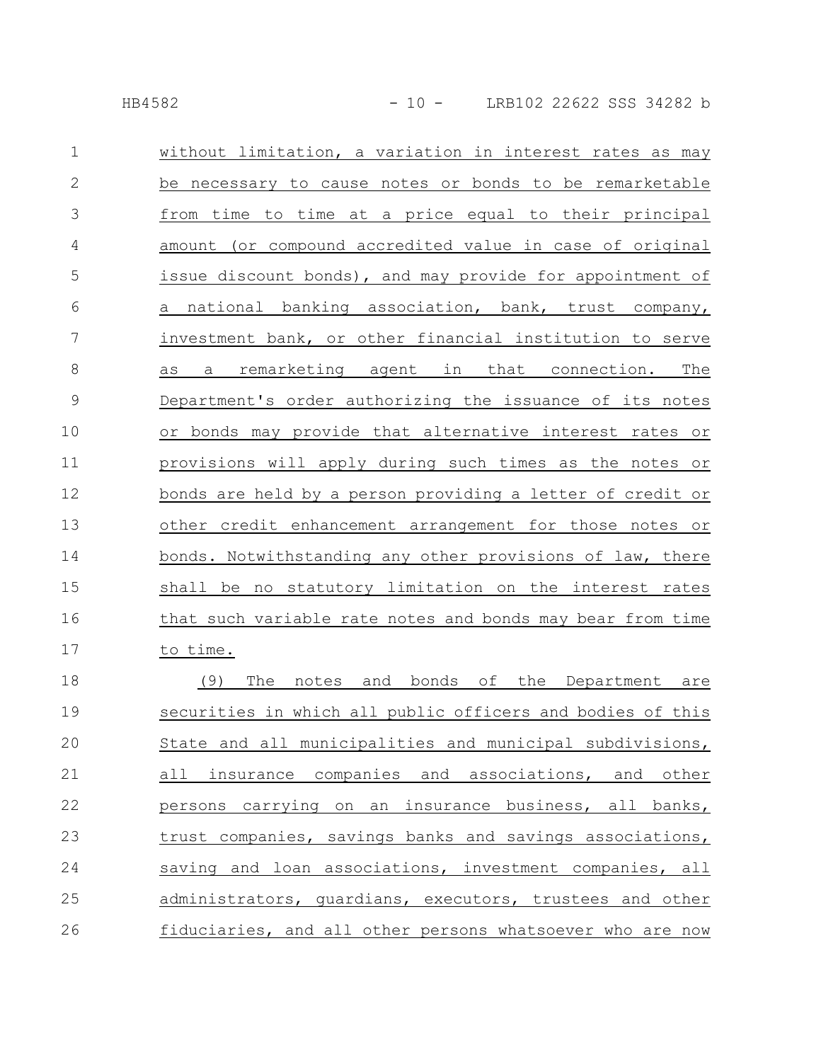without limitation, a variation in interest rates as may be necessary to cause notes or bonds to be remarketable from time to time at a price equal to their principal amount (or compound accredited value in case of original issue discount bonds), and may provide for appointment of a national banking association, bank, trust company, investment bank, or other financial institution to serve as a remarketing agent in that connection. The Department's order authorizing the issuance of its notes or bonds may provide that alternative interest rates or provisions will apply during such times as the notes or bonds are held by a person providing a letter of credit or other credit enhancement arrangement for those notes or bonds. Notwithstanding any other provisions of law, there shall be no statutory limitation on the interest rates that such variable rate notes and bonds may bear from time to time.

(9) The notes and bonds of the Department are securities in which all public officers and bodies of this State and all municipalities and municipal subdivisions, all insurance companies and associations, and other persons carrying on an insurance business, all banks, trust companies, savings banks and savings associations, saving and loan associations, investment companies, all administrators, guardians, executors, trustees and other fiduciaries, and all other persons whatsoever who are now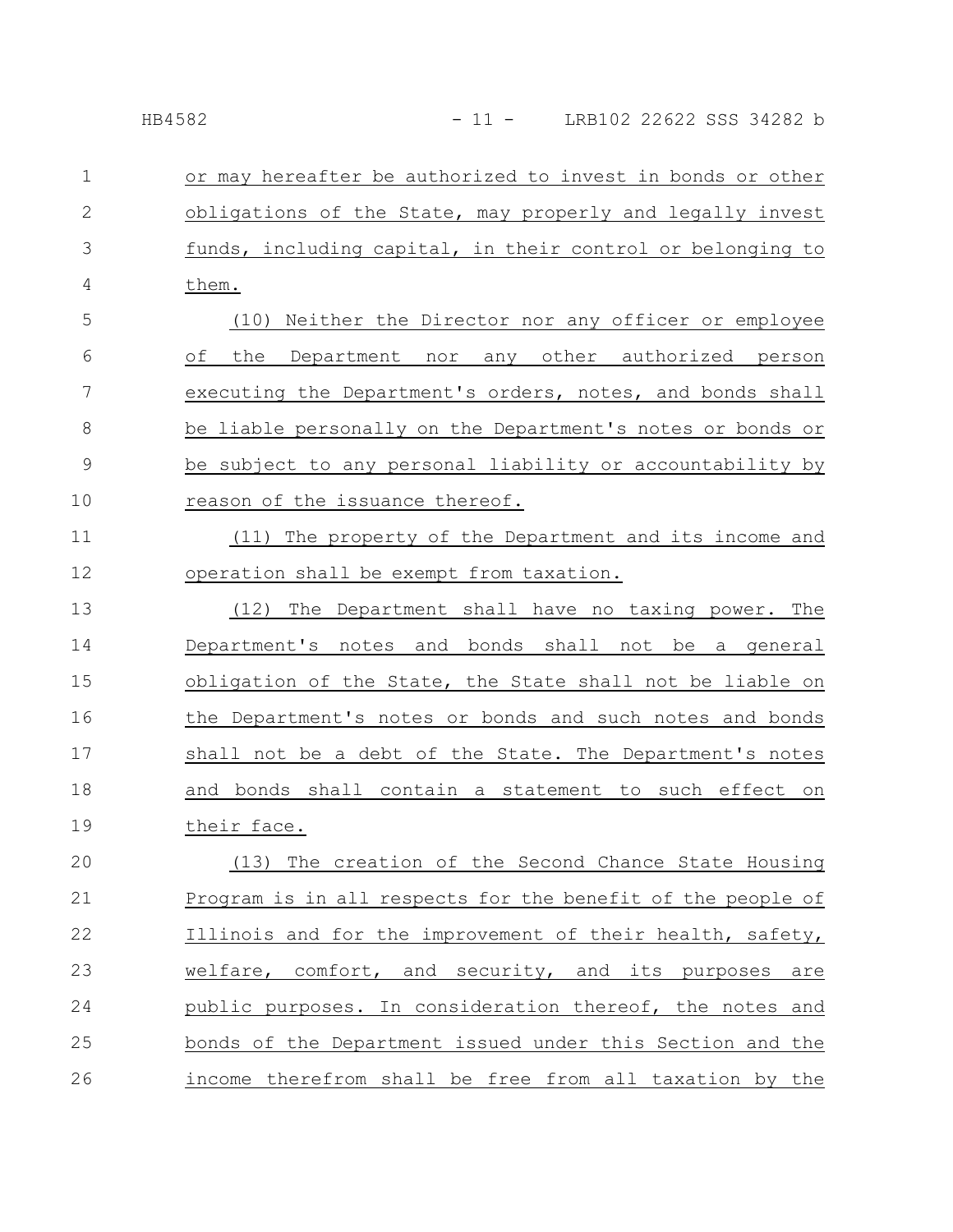or may hereafter be authorized to invest in bonds or other obligations of the State, may properly and legally invest funds, including capital, in their control or belonging to them.

(10) Neither the Director nor any officer or employee of the Department nor any other authorized person executing the Department's orders, notes, and bonds shall be liable personally on the Department's notes or bonds or be subject to any personal liability or accountability by reason of the issuance thereof.

(11) The property of the Department and its income and operation shall be exempt from taxation.

(12) The Department shall have no taxing power. The Department's notes and bonds shall not be a general obligation of the State, the State shall not be liable on the Department's notes or bonds and such notes and bonds shall not be a debt of the State. The Department's notes and bonds shall contain a statement to such effect on their face.

(13) The creation of the Second Chance State Housing Program is in all respects for the benefit of the people of Illinois and for the improvement of their health, safety, welfare, comfort, and security, and its purposes are public purposes. In consideration thereof, the notes and bonds of the Department issued under this Section and the income therefrom shall be free from all taxation by the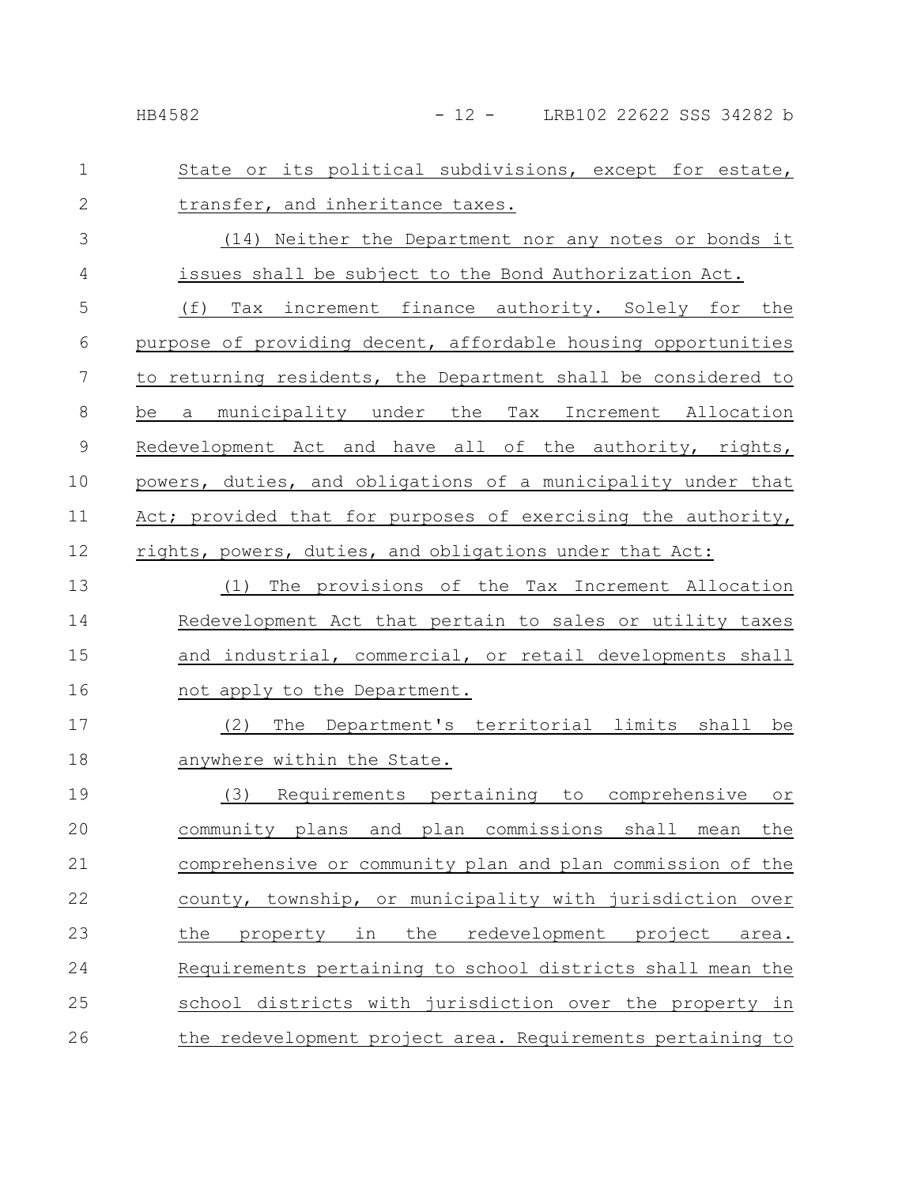State or its political subdivisions, except for estate, transfer, and inheritance taxes.

(14) Neither the Department nor any notes or bonds it issues shall be subject to the Bond Authorization Act.

(f) Tax increment finance authority. Solely for the purpose of providing decent, affordable housing opportunities to returning residents, the Department shall be considered to be a municipality under the Tax Increment Allocation Redevelopment Act and have all of the authority, rights, powers, duties, and obligations of a municipality under that Act; provided that for purposes of exercising the authority, rights, powers, duties, and obligations under that Act:

(1) The provisions of the Tax Increment Allocation Redevelopment Act that pertain to sales or utility taxes and industrial, commercial, or retail developments shall not apply to the Department.

(2) The Department's territorial limits shall be anywhere within the State.

(3) Requirements pertaining to comprehensive or community plans and plan commissions shall mean the comprehensive or community plan and plan commission of the county, township, or municipality with jurisdiction over the property in the redevelopment project area. Requirements pertaining to school districts shall mean the school districts with jurisdiction over the property in the redevelopment project area. Requirements pertaining to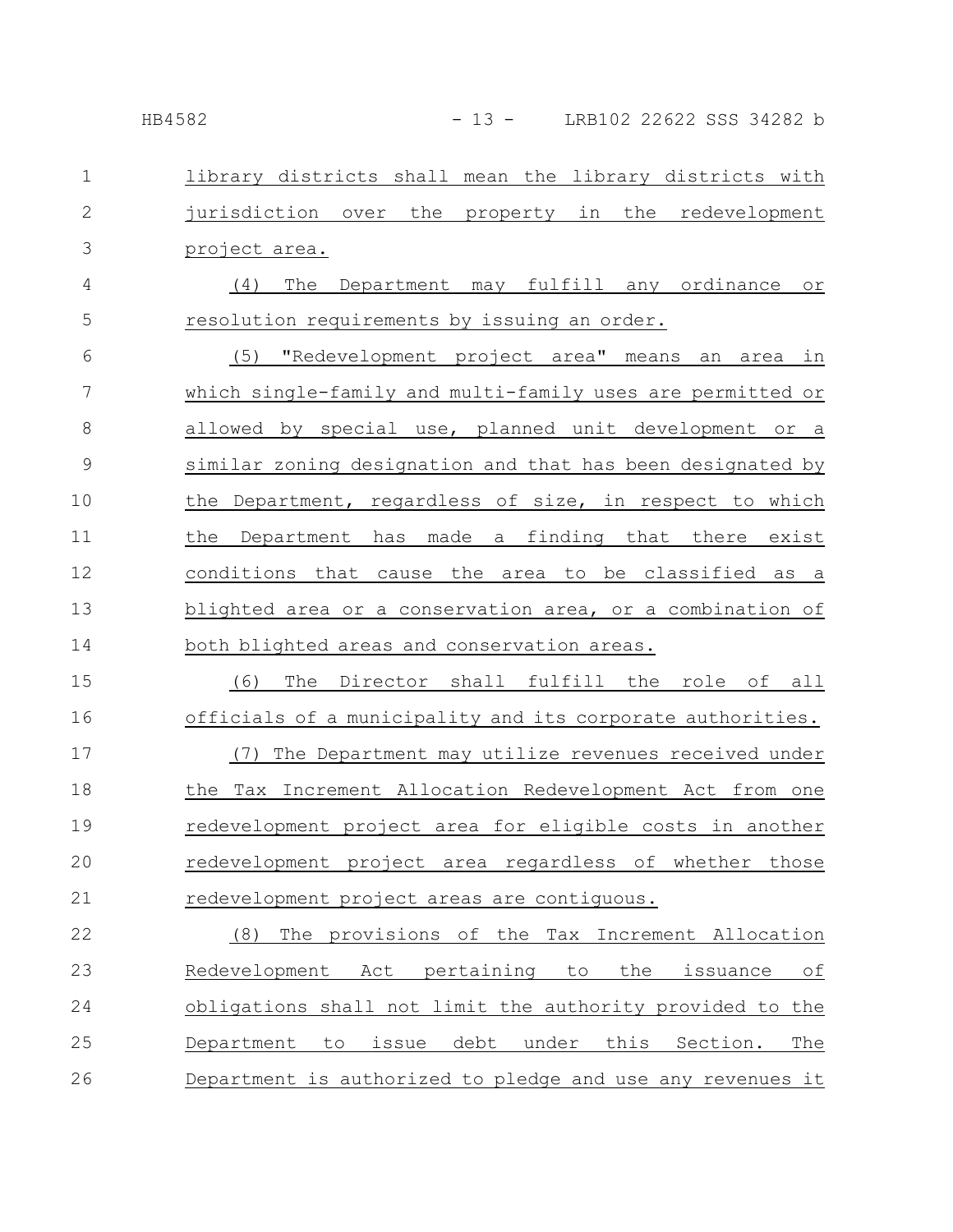library districts shall mean the library districts with jurisdiction over the property in the redevelopment project area.

(4) The Department may fulfill any ordinance or resolution requirements by issuing an order.

(5) "Redevelopment project area" means an area in which single-family and multi-family uses are permitted or allowed by special use, planned unit development or a similar zoning designation and that has been designated by the Department, regardless of size, in respect to which the Department has made a finding that there exist conditions that cause the area to be classified as a blighted area or a conservation area, or a combination of both blighted areas and conservation areas.

(6) The Director shall fulfill the role of all officials of a municipality and its corporate authorities.

(7) The Department may utilize revenues received under the Tax Increment Allocation Redevelopment Act from one redevelopment project area for eligible costs in another redevelopment project area regardless of whether those redevelopment project areas are contiguous.

(8) The provisions of the Tax Increment Allocation Redevelopment Act pertaining to the issuance of obligations shall not limit the authority provided to the Department to issue debt under this Section. The Department is authorized to pledge and use any revenues it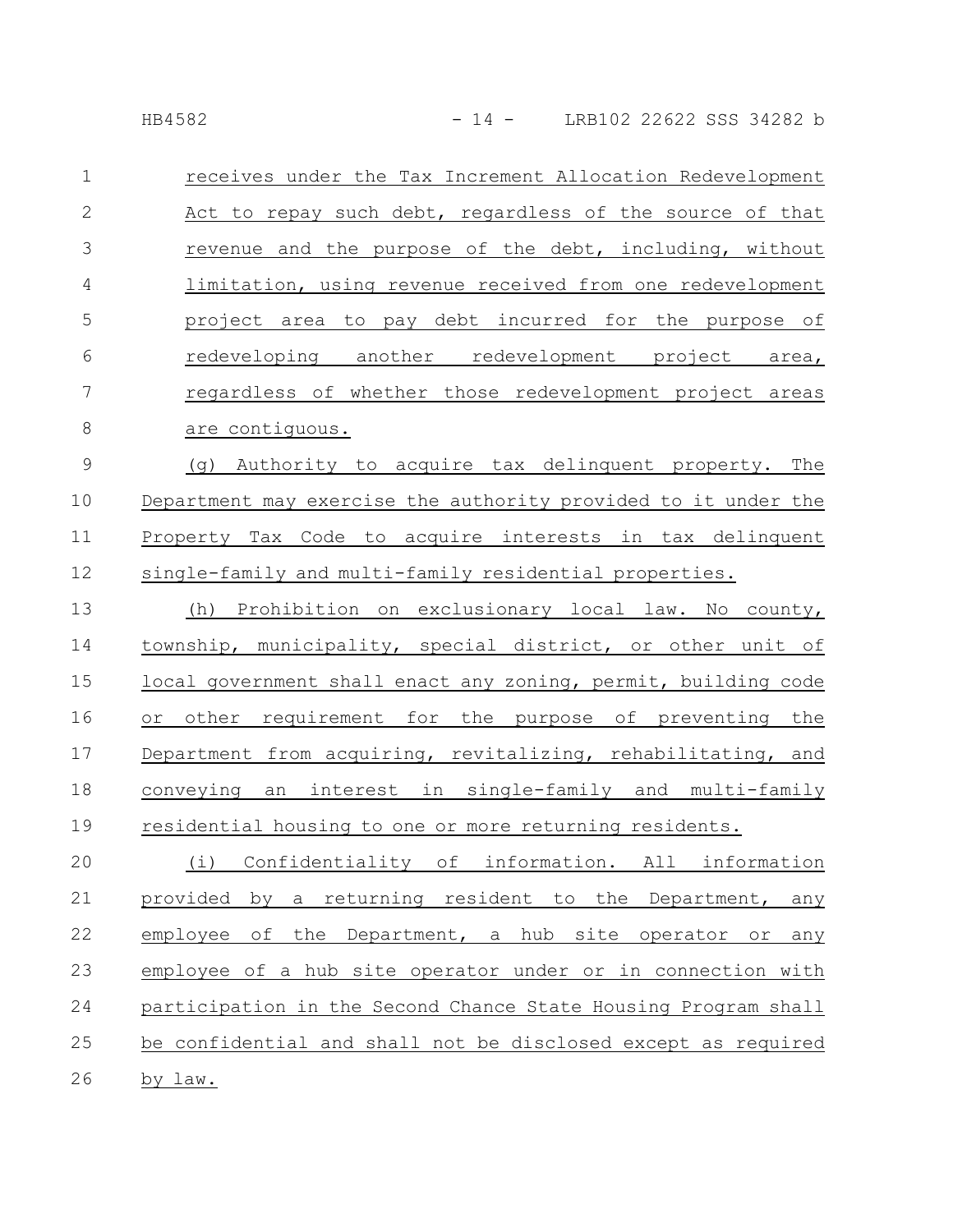receives under the Tax Increment Allocation Redevelopment Act to repay such debt, regardless of the source of that revenue and the purpose of the debt, including, without limitation, using revenue received from one redevelopment project area to pay debt incurred for the purpose of redeveloping another redevelopment project area, regardless of whether those redevelopment project areas are contiguous.

(g) Authority to acquire tax delinquent property. The Department may exercise the authority provided to it under the Property Tax Code to acquire interests in tax delinquent single-family and multi-family residential properties.

(h) Prohibition on exclusionary local law. No county, township, municipality, special district, or other unit of local government shall enact any zoning, permit, building code or other requirement for the purpose of preventing the Department from acquiring, revitalizing, rehabilitating, and conveying an interest in single-family and multi-family residential housing to one or more returning residents.

(i) Confidentiality of information. All information provided by a returning resident to the Department, any employee of the Department, a hub site operator or any employee of a hub site operator under or in connection with participation in the Second Chance State Housing Program shall be confidential and shall not be disclosed except as required by law.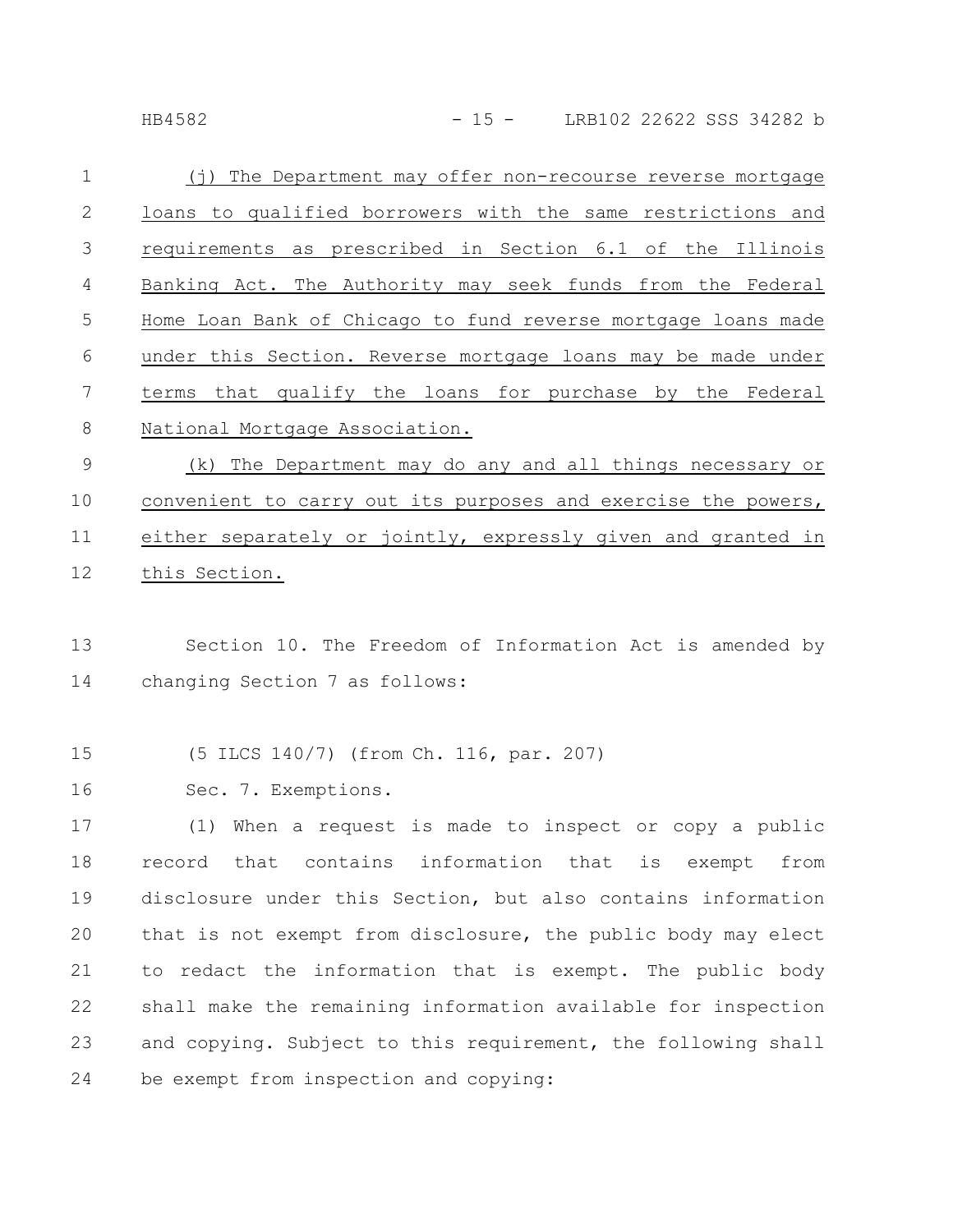(j) The Department may offer non-recourse reverse mortgage loans to qualified borrowers with the same restrictions and requirements as prescribed in Section 6.1 of the Illinois Banking Act. The Authority may seek funds from the Federal Home Loan Bank of Chicago to fund reverse mortgage loans made under this Section. Reverse mortgage loans may be made under terms that qualify the loans for purchase by the Federal National Mortgage Association.

(k) The Department may do any and all things necessary or convenient to carry out its purposes and exercise the powers, either separately or jointly, expressly given and granted in this Section.

Section 10. The Freedom of Information Act is amended by changing Section 7 as follows:

(5 ILCS 140/7) (from Ch. 116, par. 207)

Sec. 7. Exemptions.

(1) When a request is made to inspect or copy a public record that contains information that is exempt from disclosure under this Section, but also contains information that is not exempt from disclosure, the public body may elect to redact the information that is exempt. The public body shall make the remaining information available for inspection and copying. Subject to this requirement, the following shall be exempt from inspection and copying: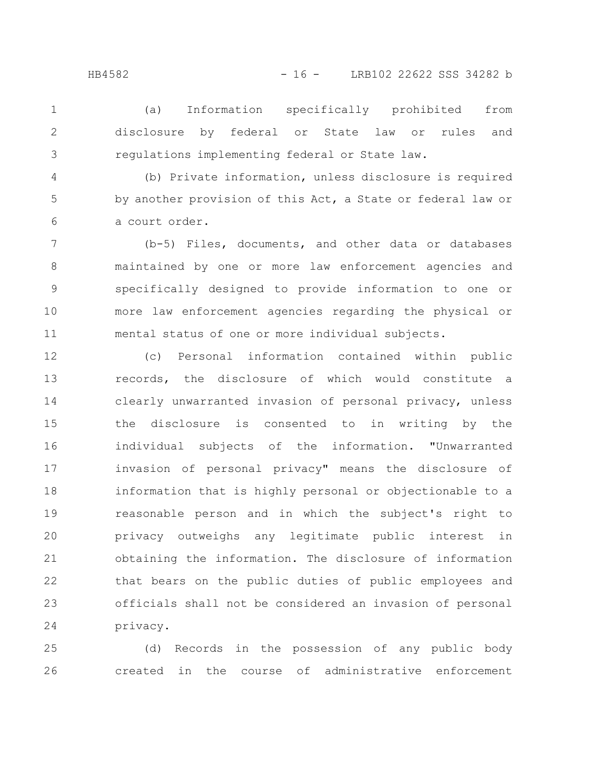(a) Information specifically prohibited from disclosure by federal or State law or rules and regulations implementing federal or State law.

(b) Private information, unless disclosure is required by another provision of this Act, a State or federal law or a court order.

(b-5) Files, documents, and other data or databases maintained by one or more law enforcement agencies and specifically designed to provide information to one or more law enforcement agencies regarding the physical or mental status of one or more individual subjects.

(c) Personal information contained within public records, the disclosure of which would constitute a clearly unwarranted invasion of personal privacy, unless the disclosure is consented to in writing by the individual subjects of the information. "Unwarranted invasion of personal privacy" means the disclosure of information that is highly personal or objectionable to a reasonable person and in which the subject's right to privacy outweighs any legitimate public interest in obtaining the information. The disclosure of information that bears on the public duties of public employees and officials shall not be considered an invasion of personal privacy.

(d) Records in the possession of any public body created in the course of administrative enforcement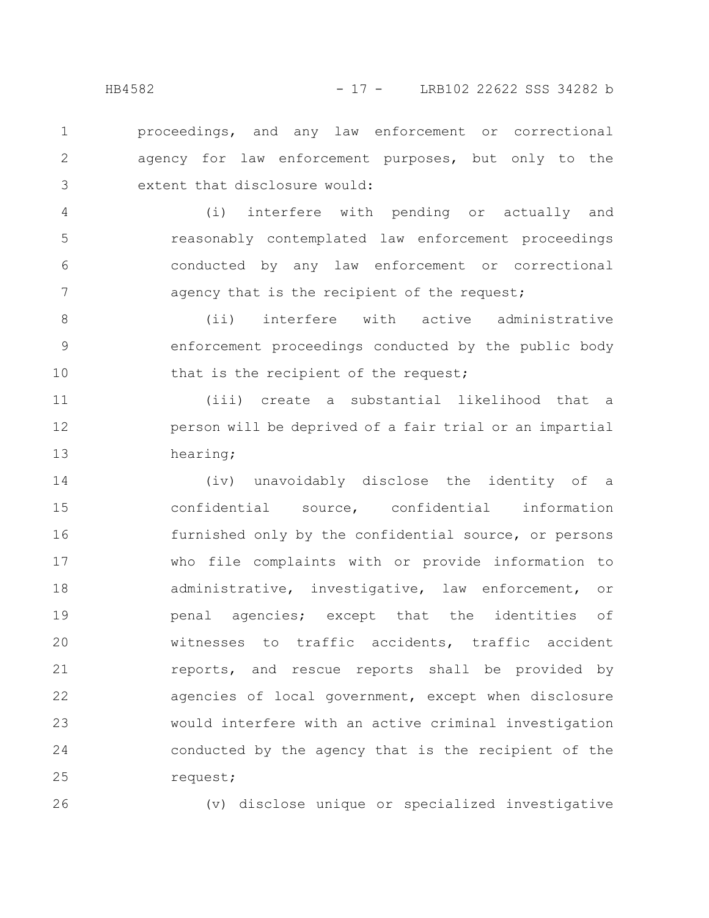proceedings, and any law enforcement or correctional agency for law enforcement purposes, but only to the extent that disclosure would:

(i) interfere with pending or actually and reasonably contemplated law enforcement proceedings conducted by any law enforcement or correctional agency that is the recipient of the request;

(ii) interfere with active administrative enforcement proceedings conducted by the public body that is the recipient of the request;

(iii) create a substantial likelihood that a person will be deprived of a fair trial or an impartial hearing;

(iv) unavoidably disclose the identity of a confidential source, confidential information furnished only by the confidential source, or persons who file complaints with or provide information to administrative, investigative, law enforcement, or penal agencies; except that the identities of witnesses to traffic accidents, traffic accident reports, and rescue reports shall be provided by agencies of local government, except when disclosure would interfere with an active criminal investigation conducted by the agency that is the recipient of the request;

(v) disclose unique or specialized investigative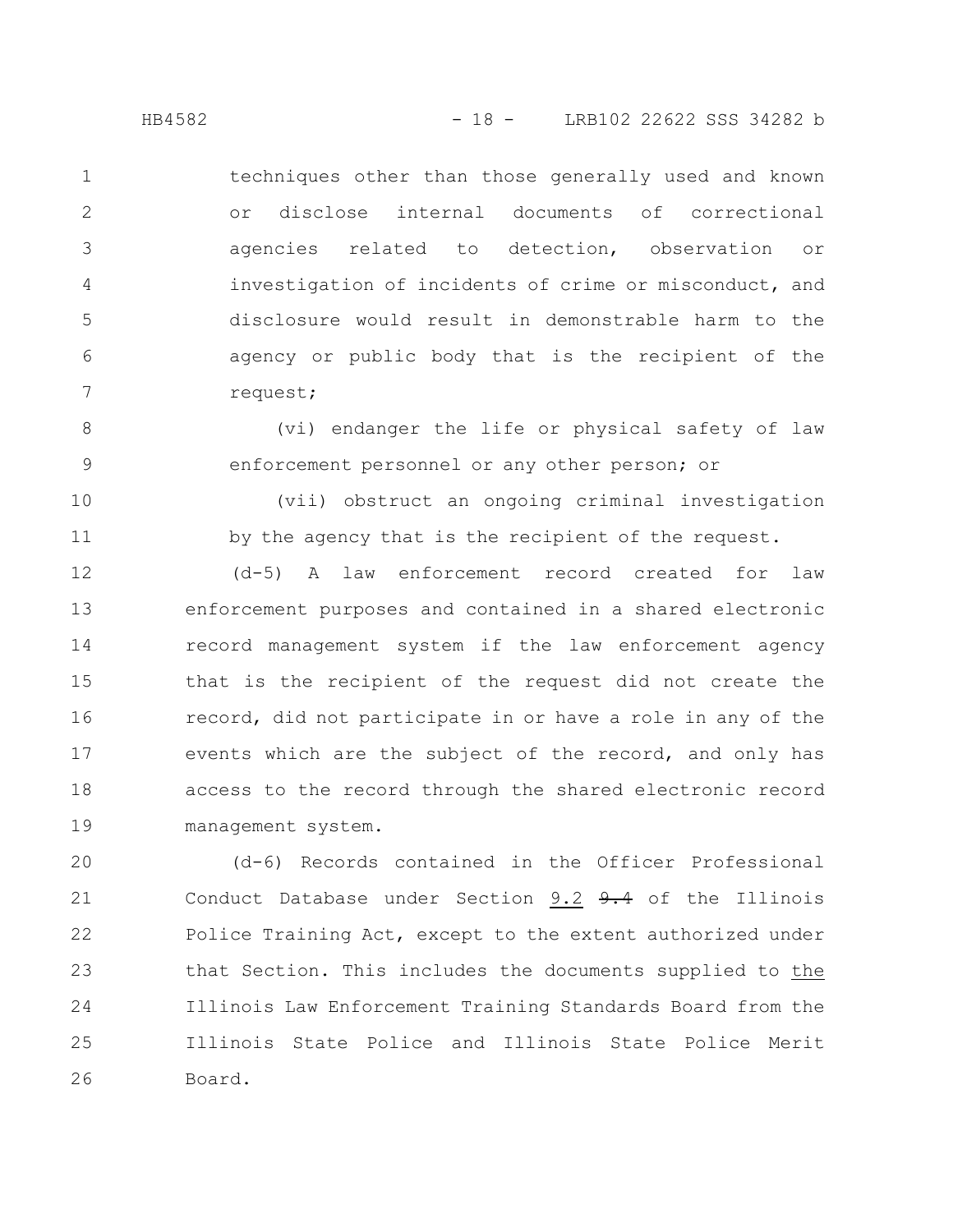techniques other than those generally used and known or disclose internal documents of correctional agencies related to detection, observation or investigation of incidents of crime or misconduct, and disclosure would result in demonstrable harm to the agency or public body that is the recipient of the request;

(vi) endanger the life or physical safety of law enforcement personnel or any other person; or

(vii) obstruct an ongoing criminal investigation by the agency that is the recipient of the request.

(d-5) A law enforcement record created for law enforcement purposes and contained in a shared electronic record management system if the law enforcement agency that is the recipient of the request did not create the record, did not participate in or have a role in any of the events which are the subject of the record, and only has access to the record through the shared electronic record management system.

(d-6) Records contained in the Officer Professional Conduct Database under Section 9.2 ~~9.4~~ of the Illinois Police Training Act, except to the extent authorized under that Section. This includes the documents supplied to the Illinois Law Enforcement Training Standards Board from the Illinois State Police and Illinois State Police Merit Board.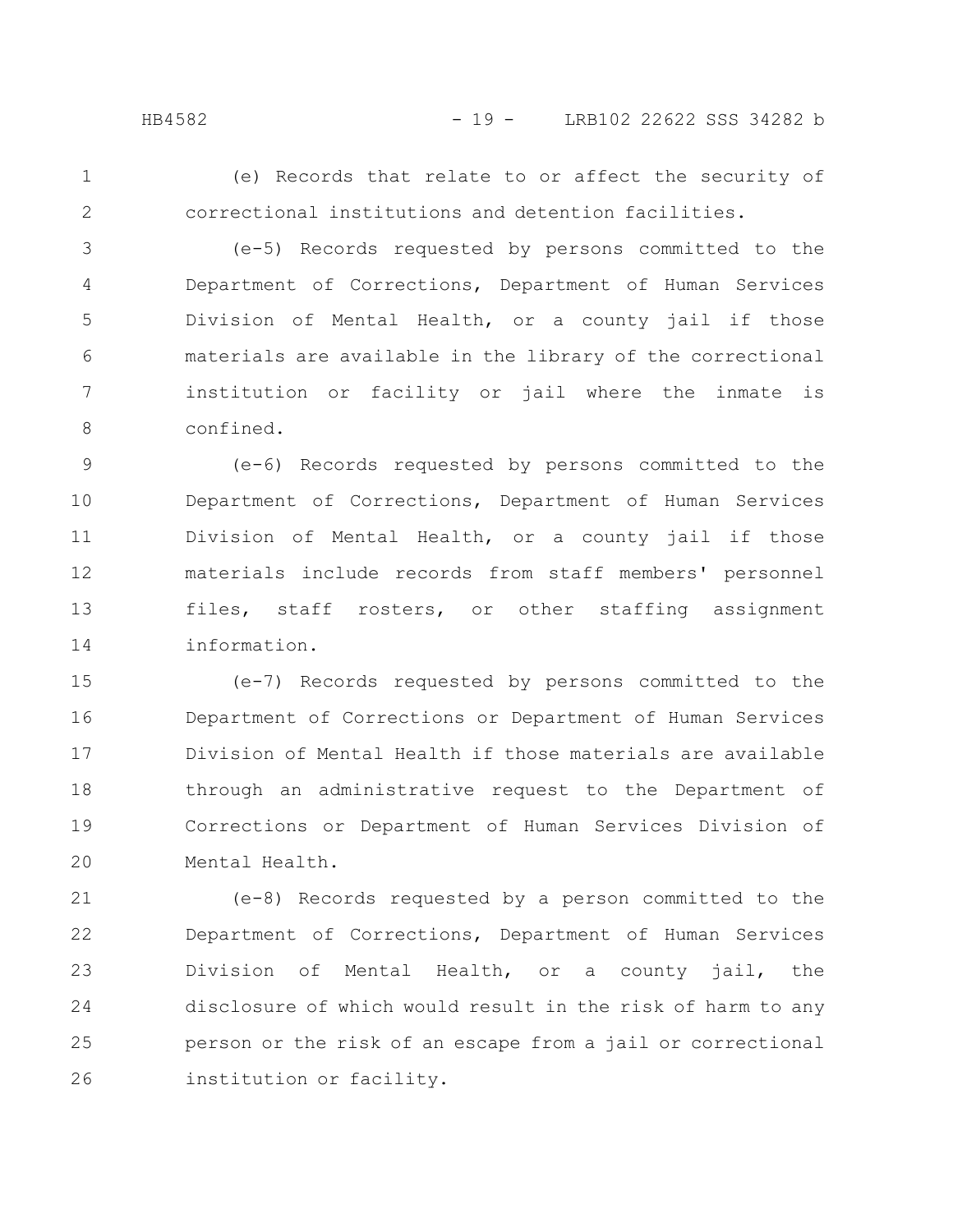(e) Records that relate to or affect the security of correctional institutions and detention facilities.

(e-5) Records requested by persons committed to the Department of Corrections, Department of Human Services Division of Mental Health, or a county jail if those materials are available in the library of the correctional institution or facility or jail where the inmate is confined.

(e-6) Records requested by persons committed to the Department of Corrections, Department of Human Services Division of Mental Health, or a county jail if those materials include records from staff members' personnel files, staff rosters, or other staffing assignment information.

(e-7) Records requested by persons committed to the Department of Corrections or Department of Human Services Division of Mental Health if those materials are available through an administrative request to the Department of Corrections or Department of Human Services Division of Mental Health.

(e-8) Records requested by a person committed to the Department of Corrections, Department of Human Services Division of Mental Health, or a county jail, the disclosure of which would result in the risk of harm to any person or the risk of an escape from a jail or correctional institution or facility.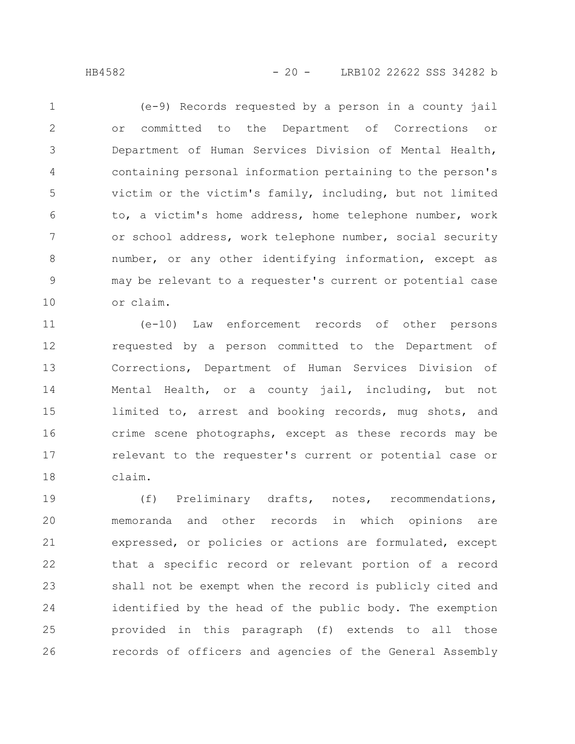(e-9) Records requested by a person in a county jail or committed to the Department of Corrections or Department of Human Services Division of Mental Health, containing personal information pertaining to the person's victim or the victim's family, including, but not limited to, a victim's home address, home telephone number, work or school address, work telephone number, social security number, or any other identifying information, except as may be relevant to a requester's current or potential case or claim.

(e-10) Law enforcement records of other persons requested by a person committed to the Department of Corrections, Department of Human Services Division of Mental Health, or a county jail, including, but not limited to, arrest and booking records, mug shots, and crime scene photographs, except as these records may be relevant to the requester's current or potential case or claim.

(f) Preliminary drafts, notes, recommendations, memoranda and other records in which opinions are expressed, or policies or actions are formulated, except that a specific record or relevant portion of a record shall not be exempt when the record is publicly cited and identified by the head of the public body. The exemption provided in this paragraph (f) extends to all those records of officers and agencies of the General Assembly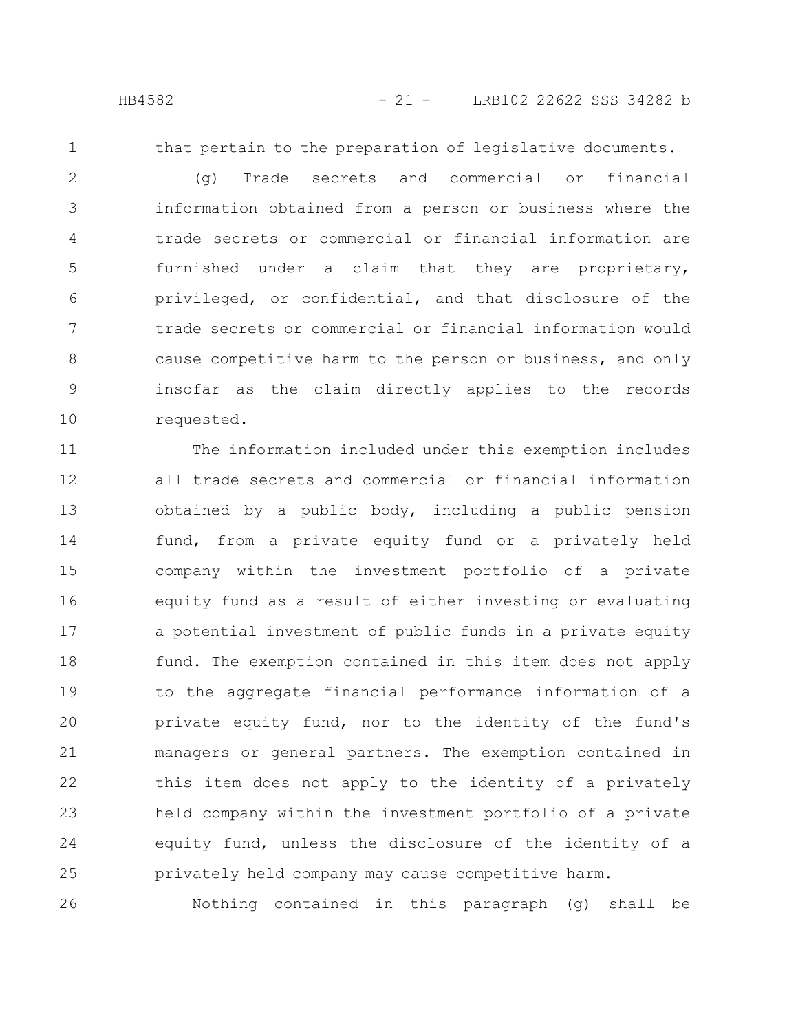that pertain to the preparation of legislative documents.

(g) Trade secrets and commercial or financial information obtained from a person or business where the trade secrets or commercial or financial information are furnished under a claim that they are proprietary, privileged, or confidential, and that disclosure of the trade secrets or commercial or financial information would cause competitive harm to the person or business, and only insofar as the claim directly applies to the records requested.

The information included under this exemption includes all trade secrets and commercial or financial information obtained by a public body, including a public pension fund, from a private equity fund or a privately held company within the investment portfolio of a private equity fund as a result of either investing or evaluating a potential investment of public funds in a private equity fund. The exemption contained in this item does not apply to the aggregate financial performance information of a private equity fund, nor to the identity of the fund's managers or general partners. The exemption contained in this item does not apply to the identity of a privately held company within the investment portfolio of a private equity fund, unless the disclosure of the identity of a privately held company may cause competitive harm.

Nothing contained in this paragraph (g) shall be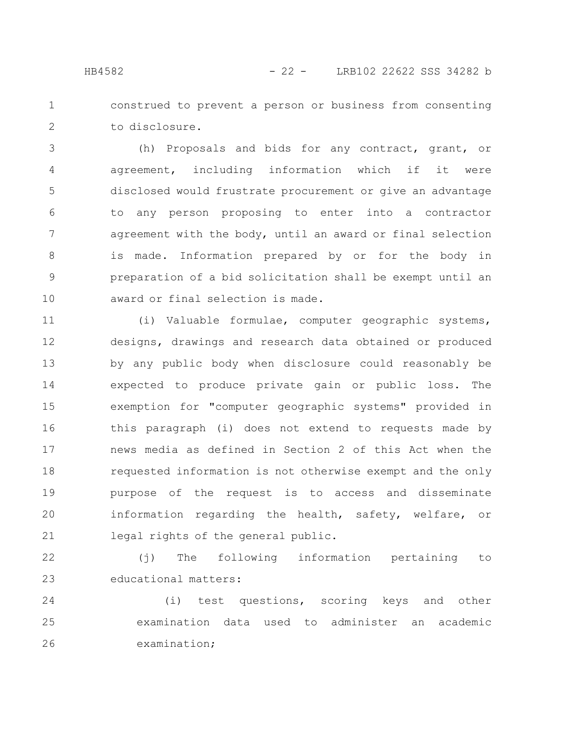construed to prevent a person or business from consenting to disclosure.

(h) Proposals and bids for any contract, grant, or agreement, including information which if it were disclosed would frustrate procurement or give an advantage to any person proposing to enter into a contractor agreement with the body, until an award or final selection is made. Information prepared by or for the body in preparation of a bid solicitation shall be exempt until an award or final selection is made.

(i) Valuable formulae, computer geographic systems, designs, drawings and research data obtained or produced by any public body when disclosure could reasonably be expected to produce private gain or public loss. The exemption for "computer geographic systems" provided in this paragraph (i) does not extend to requests made by news media as defined in Section 2 of this Act when the requested information is not otherwise exempt and the only purpose of the request is to access and disseminate information regarding the health, safety, welfare, or legal rights of the general public.

(j) The following information pertaining to educational matters:

(i) test questions, scoring keys and other examination data used to administer an academic examination;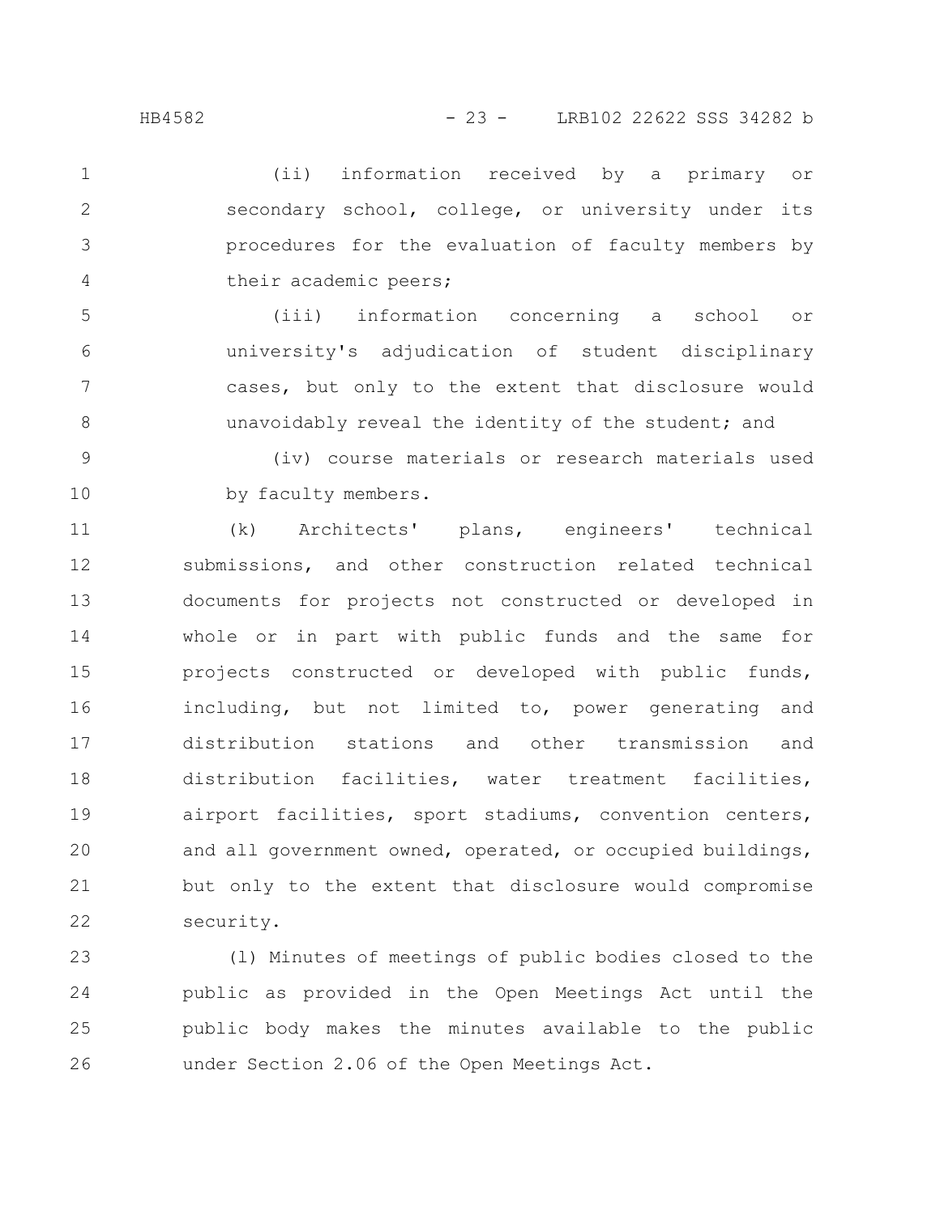(ii) information received by a primary or secondary school, college, or university under its procedures for the evaluation of faculty members by their academic peers;

(iii) information concerning a school or university's adjudication of student disciplinary cases, but only to the extent that disclosure would unavoidably reveal the identity of the student; and

(iv) course materials or research materials used by faculty members.

(k) Architects' plans, engineers' technical submissions, and other construction related technical documents for projects not constructed or developed in whole or in part with public funds and the same for projects constructed or developed with public funds, including, but not limited to, power generating and distribution stations and other transmission and distribution facilities, water treatment facilities, airport facilities, sport stadiums, convention centers, and all government owned, operated, or occupied buildings, but only to the extent that disclosure would compromise security.

(l) Minutes of meetings of public bodies closed to the public as provided in the Open Meetings Act until the public body makes the minutes available to the public under Section 2.06 of the Open Meetings Act.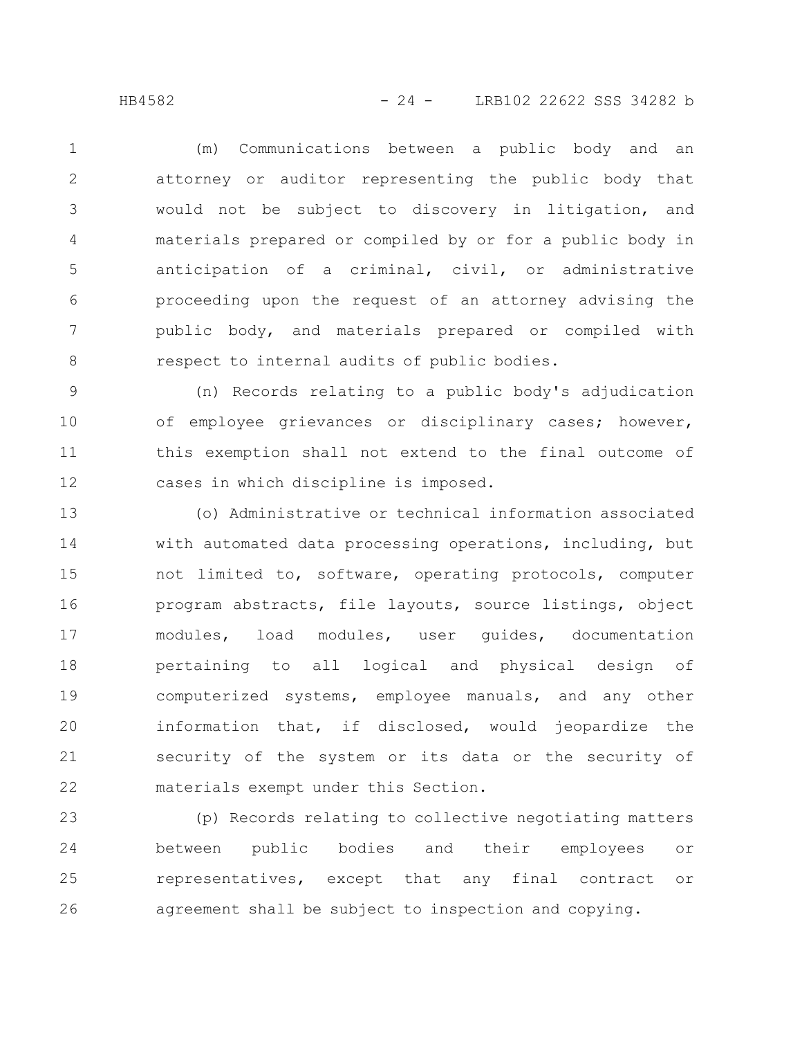(m) Communications between a public body and an attorney or auditor representing the public body that would not be subject to discovery in litigation, and materials prepared or compiled by or for a public body in anticipation of a criminal, civil, or administrative proceeding upon the request of an attorney advising the public body, and materials prepared or compiled with respect to internal audits of public bodies.

(n) Records relating to a public body's adjudication of employee grievances or disciplinary cases; however, this exemption shall not extend to the final outcome of cases in which discipline is imposed.

(o) Administrative or technical information associated with automated data processing operations, including, but not limited to, software, operating protocols, computer program abstracts, file layouts, source listings, object modules, load modules, user guides, documentation pertaining to all logical and physical design of computerized systems, employee manuals, and any other information that, if disclosed, would jeopardize the security of the system or its data or the security of materials exempt under this Section.

(p) Records relating to collective negotiating matters between public bodies and their employees or representatives, except that any final contract or agreement shall be subject to inspection and copying.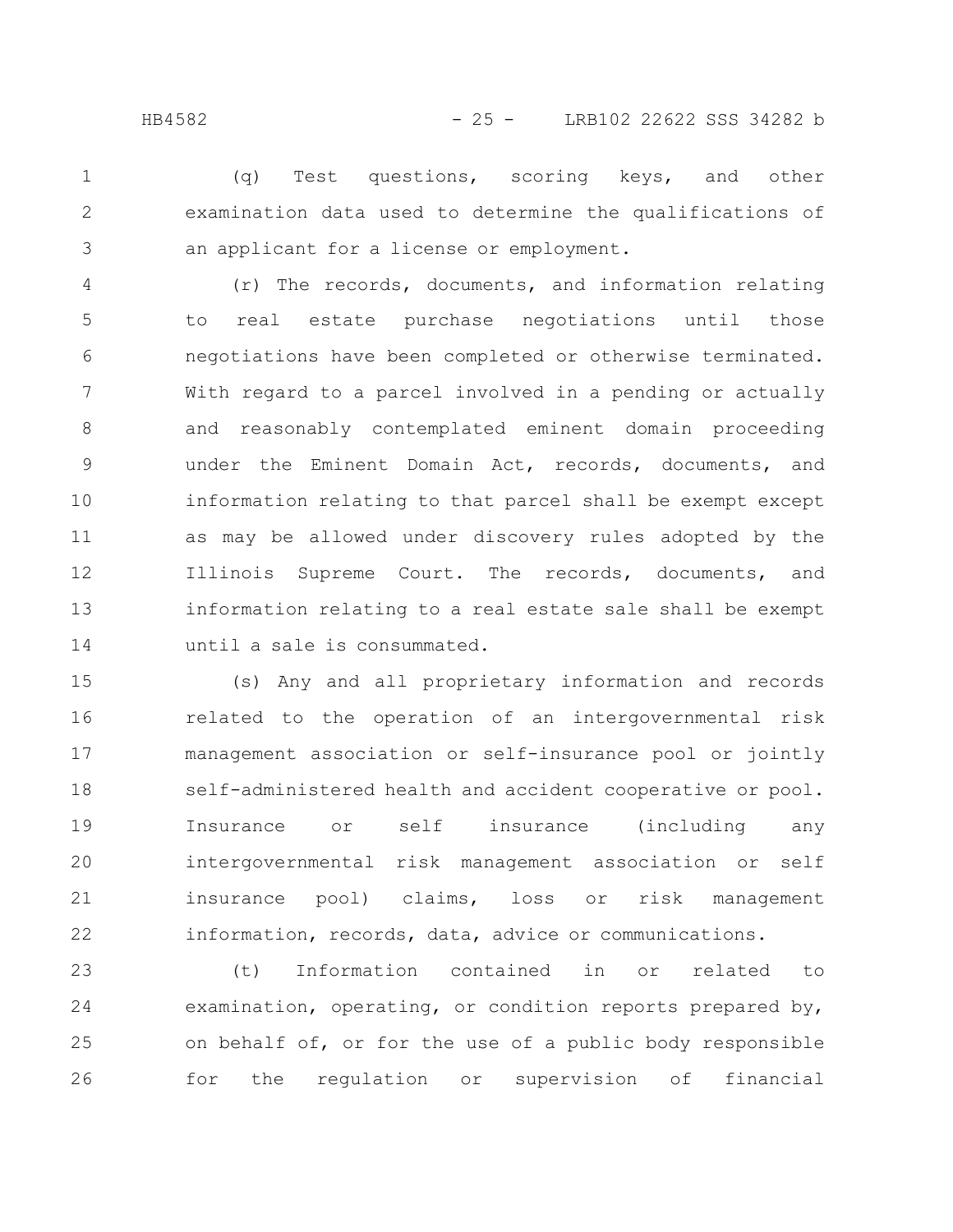(q) Test questions, scoring keys, and other examination data used to determine the qualifications of an applicant for a license or employment.

(r) The records, documents, and information relating to real estate purchase negotiations until those negotiations have been completed or otherwise terminated. With regard to a parcel involved in a pending or actually and reasonably contemplated eminent domain proceeding under the Eminent Domain Act, records, documents, and information relating to that parcel shall be exempt except as may be allowed under discovery rules adopted by the Illinois Supreme Court. The records, documents, and information relating to a real estate sale shall be exempt until a sale is consummated.

(s) Any and all proprietary information and records related to the operation of an intergovernmental risk management association or self-insurance pool or jointly self-administered health and accident cooperative or pool. Insurance or self insurance (including any intergovernmental risk management association or self insurance pool) claims, loss or risk management information, records, data, advice or communications.

(t) Information contained in or related to examination, operating, or condition reports prepared by, on behalf of, or for the use of a public body responsible for the regulation or supervision of financial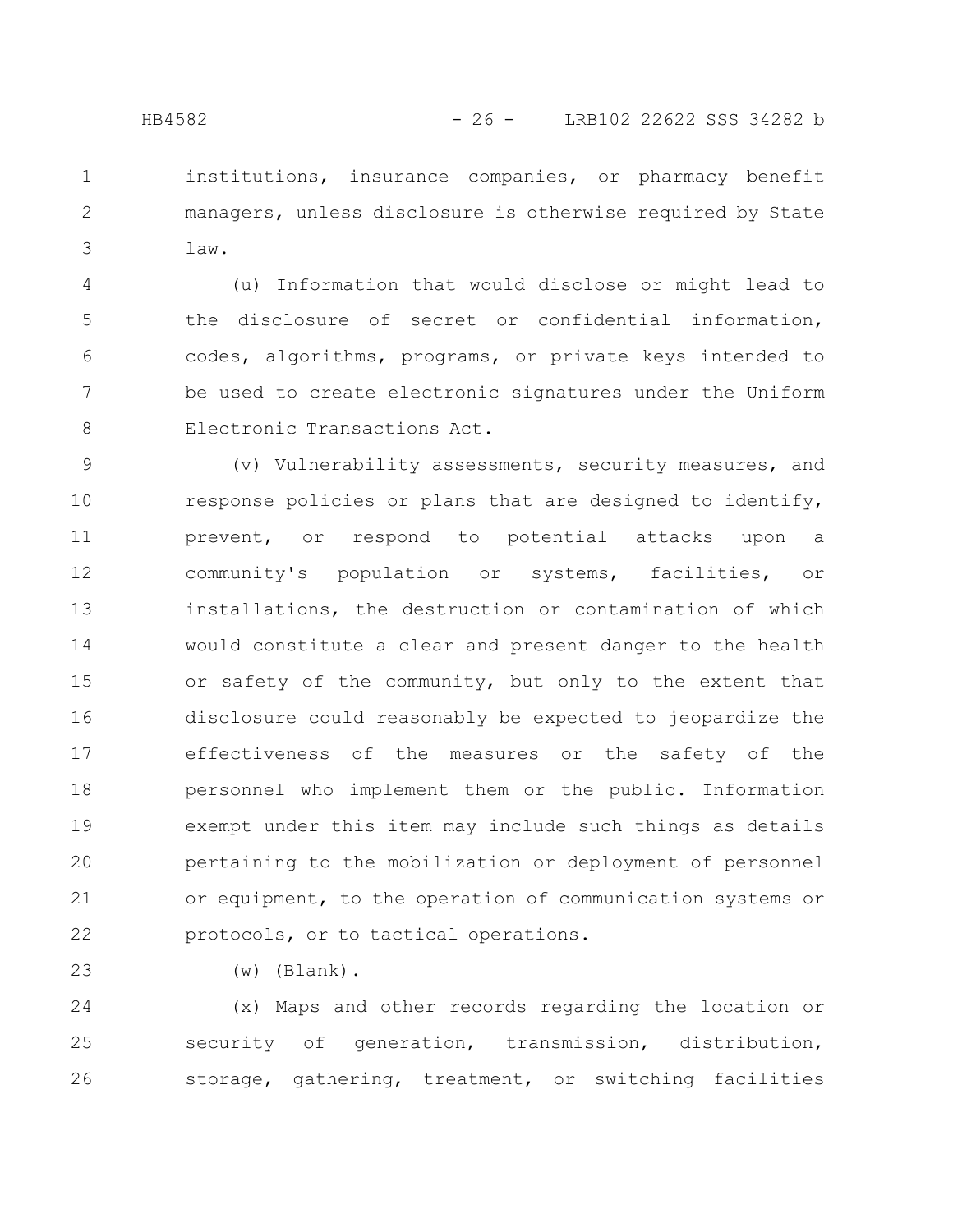institutions, insurance companies, or pharmacy benefit managers, unless disclosure is otherwise required by State law.

(u) Information that would disclose or might lead to the disclosure of secret or confidential information, codes, algorithms, programs, or private keys intended to be used to create electronic signatures under the Uniform Electronic Transactions Act.

(v) Vulnerability assessments, security measures, and response policies or plans that are designed to identify, prevent, or respond to potential attacks upon a community's population or systems, facilities, or installations, the destruction or contamination of which would constitute a clear and present danger to the health or safety of the community, but only to the extent that disclosure could reasonably be expected to jeopardize the effectiveness of the measures or the safety of the personnel who implement them or the public. Information exempt under this item may include such things as details pertaining to the mobilization or deployment of personnel or equipment, to the operation of communication systems or protocols, or to tactical operations.

(w) (Blank).

(x) Maps and other records regarding the location or security of generation, transmission, distribution, storage, gathering, treatment, or switching facilities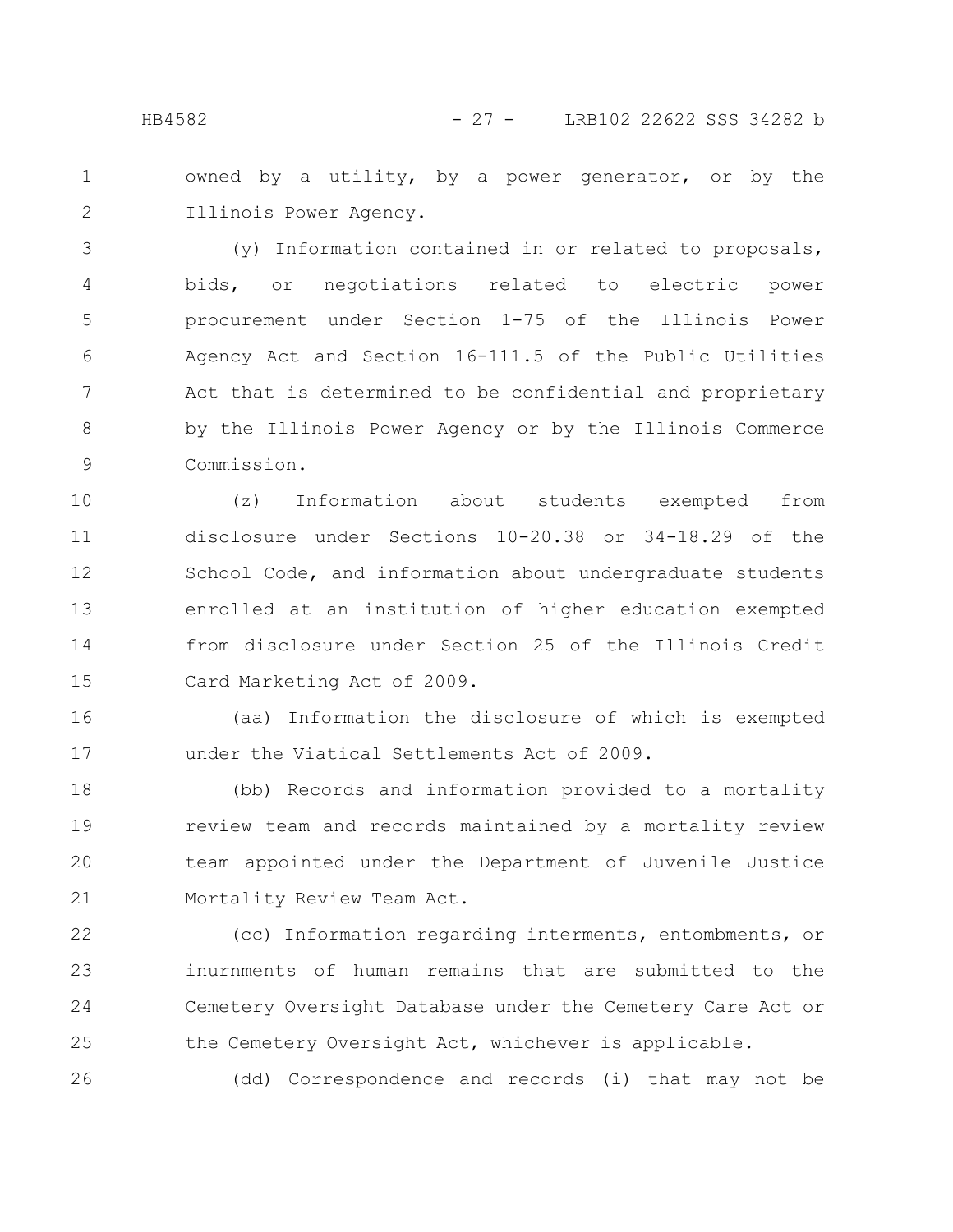owned by a utility, by a power generator, or by the Illinois Power Agency.

(y) Information contained in or related to proposals, bids, or negotiations related to electric power procurement under Section 1-75 of the Illinois Power Agency Act and Section 16-111.5 of the Public Utilities Act that is determined to be confidential and proprietary by the Illinois Power Agency or by the Illinois Commerce Commission.

(z) Information about students exempted from disclosure under Sections 10-20.38 or 34-18.29 of the School Code, and information about undergraduate students enrolled at an institution of higher education exempted from disclosure under Section 25 of the Illinois Credit Card Marketing Act of 2009.

(aa) Information the disclosure of which is exempted under the Viatical Settlements Act of 2009.

(bb) Records and information provided to a mortality review team and records maintained by a mortality review team appointed under the Department of Juvenile Justice Mortality Review Team Act.

(cc) Information regarding interments, entombments, or inurnments of human remains that are submitted to the Cemetery Oversight Database under the Cemetery Care Act or the Cemetery Oversight Act, whichever is applicable.

(dd) Correspondence and records (i) that may not be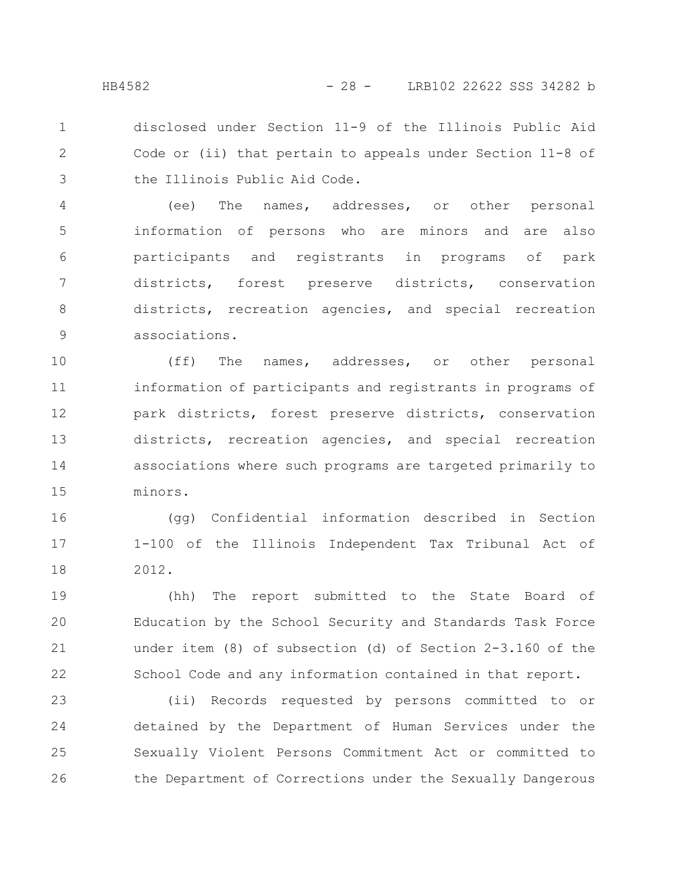disclosed under Section 11-9 of the Illinois Public Aid Code or (ii) that pertain to appeals under Section 11-8 of the Illinois Public Aid Code.

(ee) The names, addresses, or other personal information of persons who are minors and are also participants and registrants in programs of park districts, forest preserve districts, conservation districts, recreation agencies, and special recreation associations.

(ff) The names, addresses, or other personal information of participants and registrants in programs of park districts, forest preserve districts, conservation districts, recreation agencies, and special recreation associations where such programs are targeted primarily to minors.

(gg) Confidential information described in Section 1-100 of the Illinois Independent Tax Tribunal Act of 2012.

(hh) The report submitted to the State Board of Education by the School Security and Standards Task Force under item (8) of subsection (d) of Section 2-3.160 of the School Code and any information contained in that report.

(ii) Records requested by persons committed to or detained by the Department of Human Services under the Sexually Violent Persons Commitment Act or committed to the Department of Corrections under the Sexually Dangerous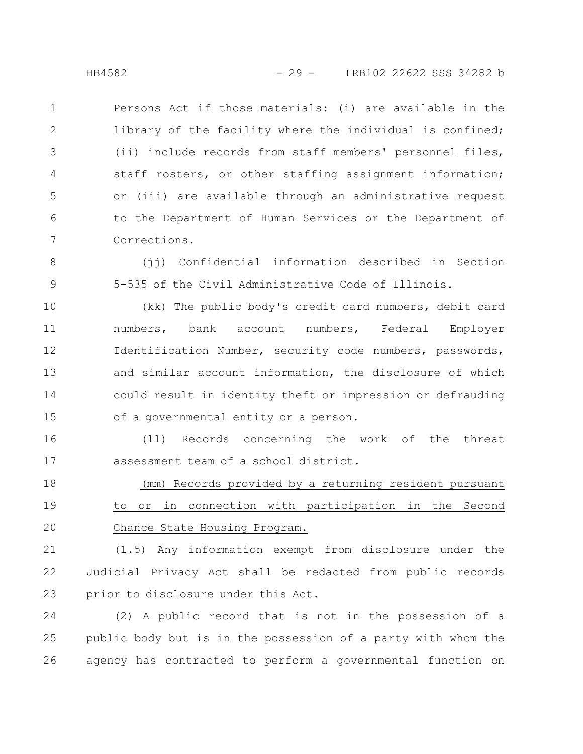Persons Act if those materials: (i) are available in the library of the facility where the individual is confined; (ii) include records from staff members' personnel files, staff rosters, or other staffing assignment information; or (iii) are available through an administrative request to the Department of Human Services or the Department of Corrections.

(jj) Confidential information described in Section 5-535 of the Civil Administrative Code of Illinois.

(kk) The public body's credit card numbers, debit card numbers, bank account numbers, Federal Employer Identification Number, security code numbers, passwords, and similar account information, the disclosure of which could result in identity theft or impression or defrauding of a governmental entity or a person.

(ll) Records concerning the work of the threat assessment team of a school district.

(mm) Records provided by a returning resident pursuant to or in connection with participation in the Second Chance State Housing Program.

(1.5) Any information exempt from disclosure under the Judicial Privacy Act shall be redacted from public records prior to disclosure under this Act.

(2) A public record that is not in the possession of a public body but is in the possession of a party with whom the agency has contracted to perform a governmental function on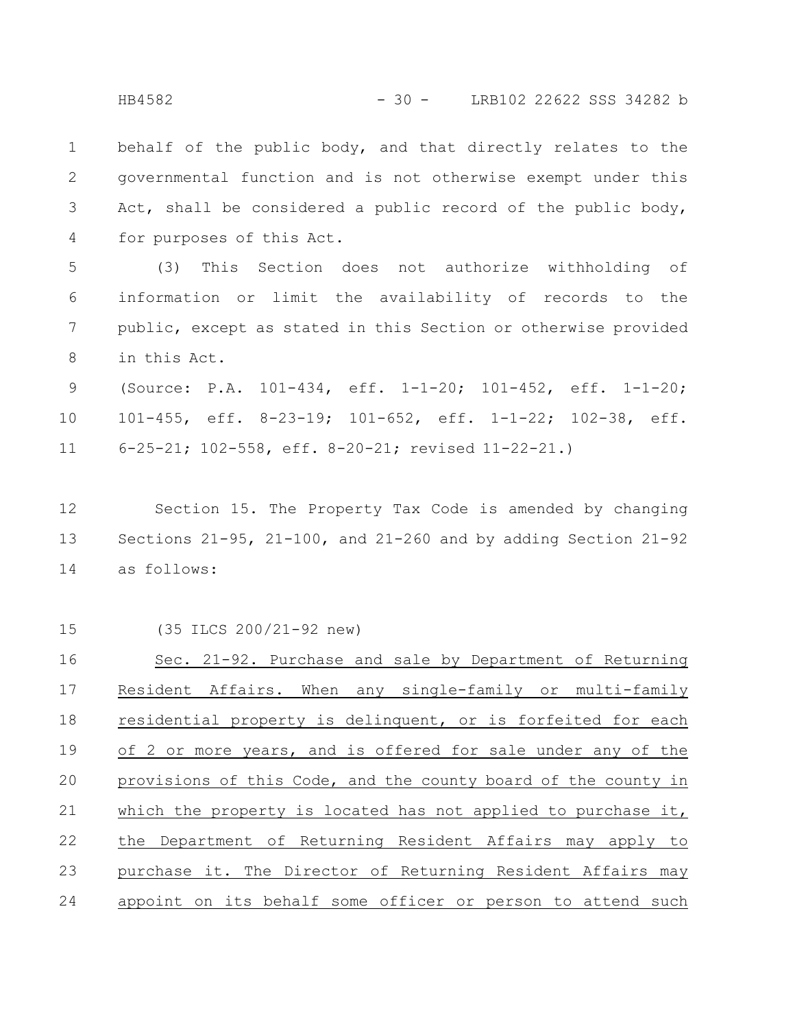behalf of the public body, and that directly relates to the governmental function and is not otherwise exempt under this Act, shall be considered a public record of the public body, for purposes of this Act.

(3) This Section does not authorize withholding of information or limit the availability of records to the public, except as stated in this Section or otherwise provided in this Act.

(Source: P.A. 101-434, eff. 1-1-20; 101-452, eff. 1-1-20; 101-455, eff. 8-23-19; 101-652, eff. 1-1-22; 102-38, eff. 6-25-21; 102-558, eff. 8-20-21; revised 11-22-21.)

Section 15. The Property Tax Code is amended by changing Sections 21-95, 21-100, and 21-260 and by adding Section 21-92 as follows:

(35 ILCS 200/21-92 new)

Sec. 21-92. Purchase and sale by Department of Returning Resident Affairs. When any single-family or multi-family residential property is delinquent, or is forfeited for each of 2 or more years, and is offered for sale under any of the provisions of this Code, and the county board of the county in which the property is located has not applied to purchase it, the Department of Returning Resident Affairs may apply to purchase it. The Director of Returning Resident Affairs may appoint on its behalf some officer or person to attend such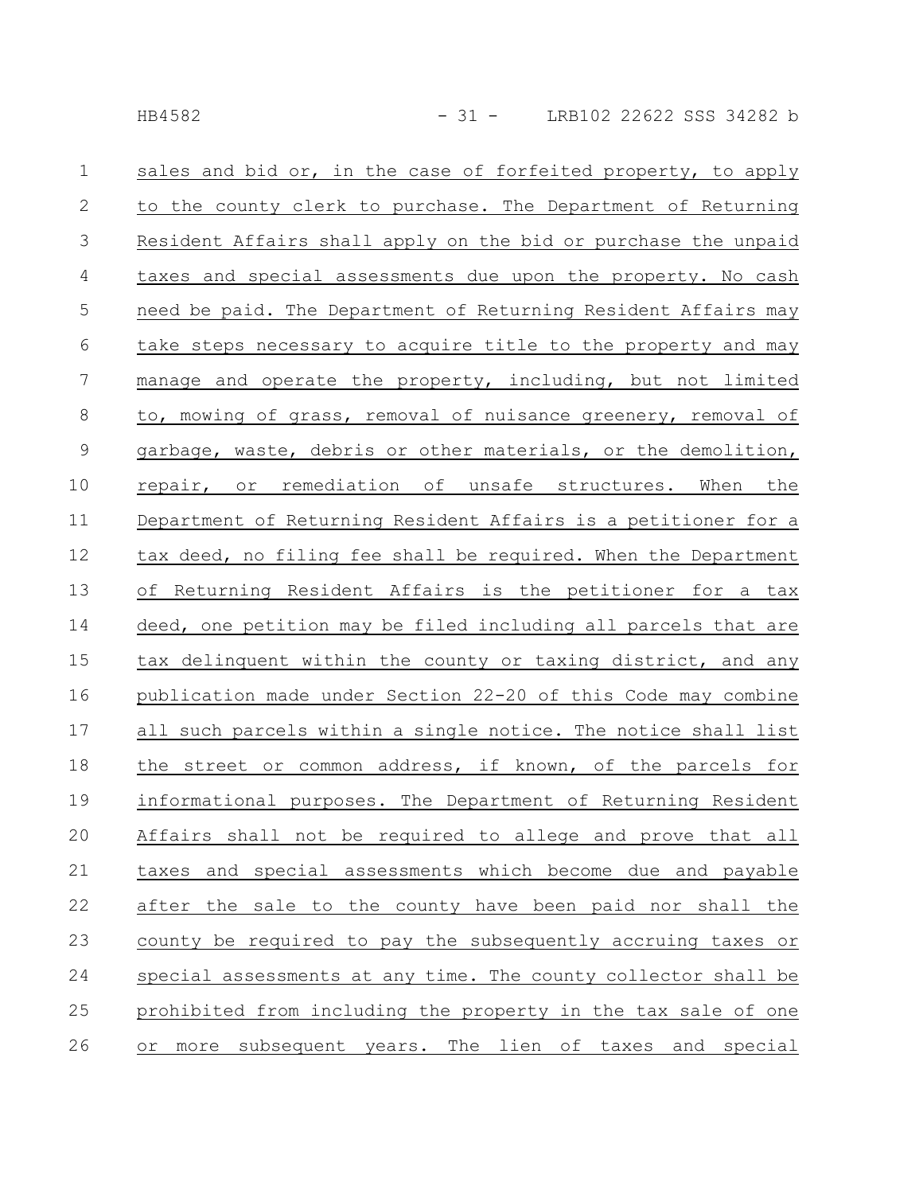sales and bid or, in the case of forfeited property, to apply to the county clerk to purchase. The Department of Returning Resident Affairs shall apply on the bid or purchase the unpaid taxes and special assessments due upon the property. No cash need be paid. The Department of Returning Resident Affairs may take steps necessary to acquire title to the property and may manage and operate the property, including, but not limited to, mowing of grass, removal of nuisance greenery, removal of garbage, waste, debris or other materials, or the demolition, repair, or remediation of unsafe structures. When the Department of Returning Resident Affairs is a petitioner for a tax deed, no filing fee shall be required. When the Department of Returning Resident Affairs is the petitioner for a tax deed, one petition may be filed including all parcels that are tax delinquent within the county or taxing district, and any publication made under Section 22-20 of this Code may combine all such parcels within a single notice. The notice shall list the street or common address, if known, of the parcels for informational purposes. The Department of Returning Resident Affairs shall not be required to allege and prove that all taxes and special assessments which become due and payable after the sale to the county have been paid nor shall the county be required to pay the subsequently accruing taxes or special assessments at any time. The county collector shall be prohibited from including the property in the tax sale of one or more subsequent years. The lien of taxes and special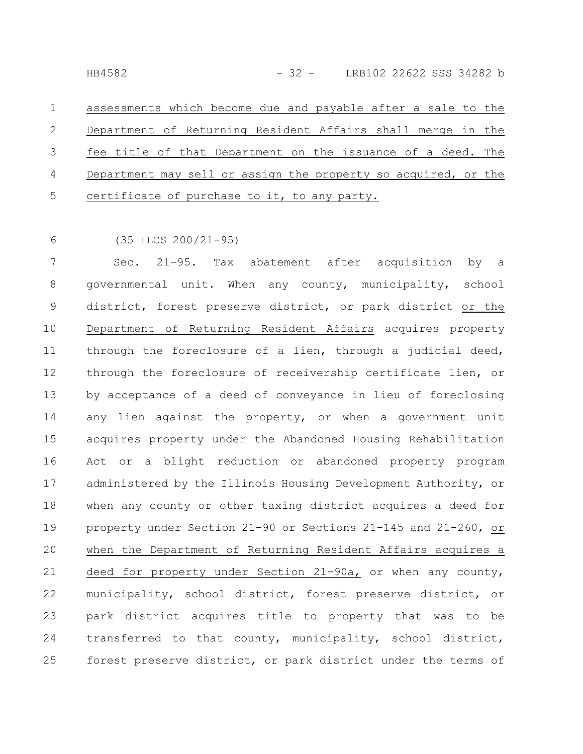assessments which become due and payable after a sale to the Department of Returning Resident Affairs shall merge in the fee title of that Department on the issuance of a deed. The Department may sell or assign the property so acquired, or the certificate of purchase to it, to any party.

(35 ILCS 200/21-95)

Sec. 21-95. Tax abatement after acquisition by a governmental unit. When any county, municipality, school district, forest preserve district, or park district or the Department of Returning Resident Affairs acquires property through the foreclosure of a lien, through a judicial deed, through the foreclosure of receivership certificate lien, or by acceptance of a deed of conveyance in lieu of foreclosing any lien against the property, or when a government unit acquires property under the Abandoned Housing Rehabilitation Act or a blight reduction or abandoned property program administered by the Illinois Housing Development Authority, or when any county or other taxing district acquires a deed for property under Section 21-90 or Sections 21-145 and 21-260, or when the Department of Returning Resident Affairs acquires a deed for property under Section 21-90a, or when any county, municipality, school district, forest preserve district, or park district acquires title to property that was to be transferred to that county, municipality, school district, forest preserve district, or park district under the terms of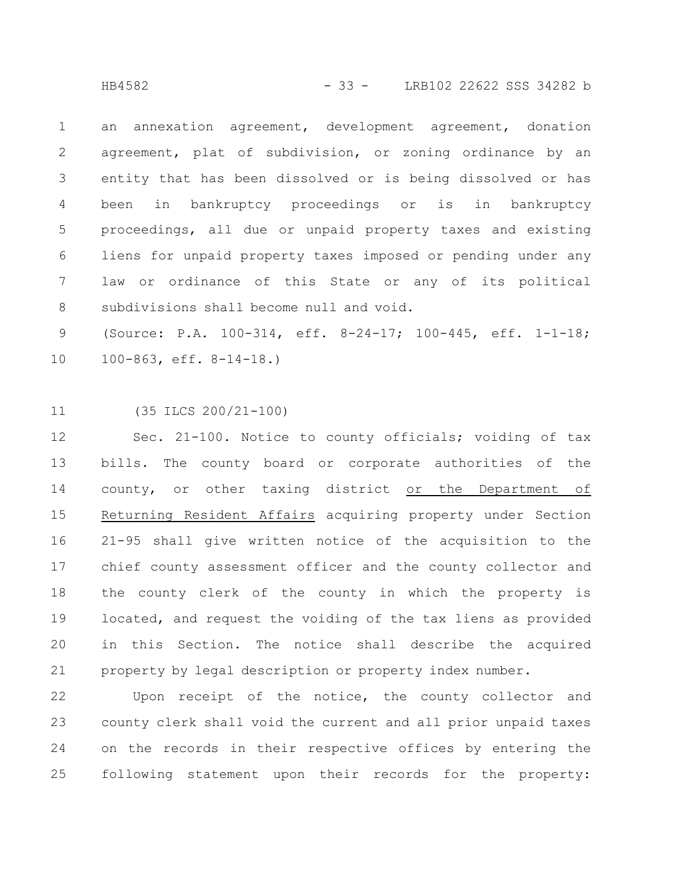an annexation agreement, development agreement, donation agreement, plat of subdivision, or zoning ordinance by an entity that has been dissolved or is being dissolved or has been in bankruptcy proceedings or is in bankruptcy proceedings, all due or unpaid property taxes and existing liens for unpaid property taxes imposed or pending under any law or ordinance of this State or any of its political subdivisions shall become null and void.

(Source: P.A. 100-314, eff. 8-24-17; 100-445, eff. 1-1-18; 100-863, eff. 8-14-18.)

(35 ILCS 200/21-100)

Sec. 21-100. Notice to county officials; voiding of tax bills. The county board or corporate authorities of the county, or other taxing district <u>or the Department of Returning Resident Affairs</u> acquiring property under Section 21-95 shall give written notice of the acquisition to the chief county assessment officer and the county collector and the county clerk of the county in which the property is located, and request the voiding of the tax liens as provided in this Section. The notice shall describe the acquired property by legal description or property index number.

Upon receipt of the notice, the county collector and county clerk shall void the current and all prior unpaid taxes on the records in their respective offices by entering the following statement upon their records for the property: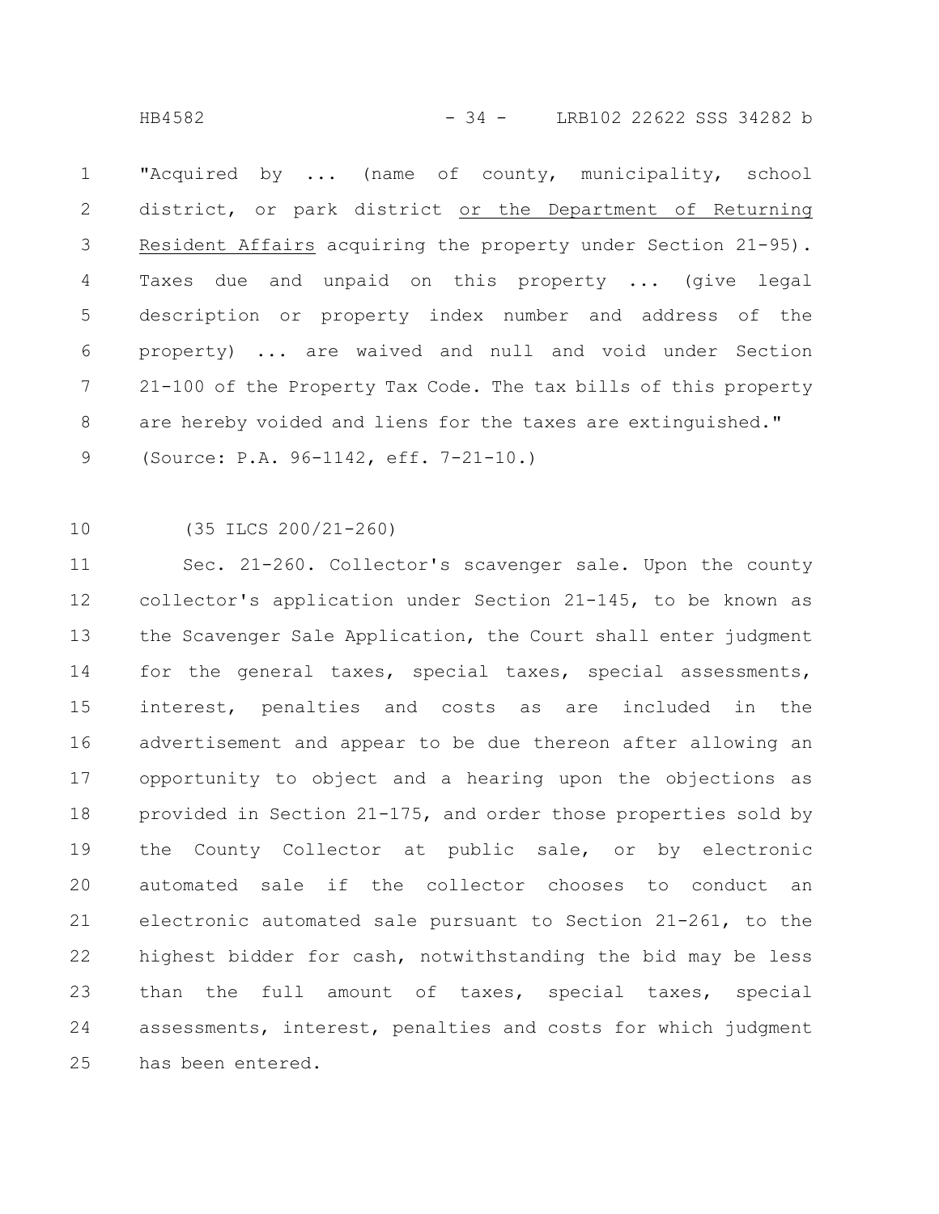"Acquired by ... (name of county, municipality, school district, or park district <u>or the Department of Returning Resident Affairs</u> acquiring the property under Section 21-95). Taxes due and unpaid on this property ... (give legal description or property index number and address of the property) ... are waived and null and void under Section 21-100 of the Property Tax Code. The tax bills of this property are hereby voided and liens for the taxes are extinguished."

(Source: P.A. 96-1142, eff. 7-21-10.)

(35 ILCS 200/21-260)

Sec. 21-260. Collector's scavenger sale. Upon the county collector's application under Section 21-145, to be known as the Scavenger Sale Application, the Court shall enter judgment for the general taxes, special taxes, special assessments, interest, penalties and costs as are included in the advertisement and appear to be due thereon after allowing an opportunity to object and a hearing upon the objections as provided in Section 21-175, and order those properties sold by the County Collector at public sale, or by electronic automated sale if the collector chooses to conduct an electronic automated sale pursuant to Section 21-261, to the highest bidder for cash, notwithstanding the bid may be less than the full amount of taxes, special taxes, special assessments, interest, penalties and costs for which judgment has been entered.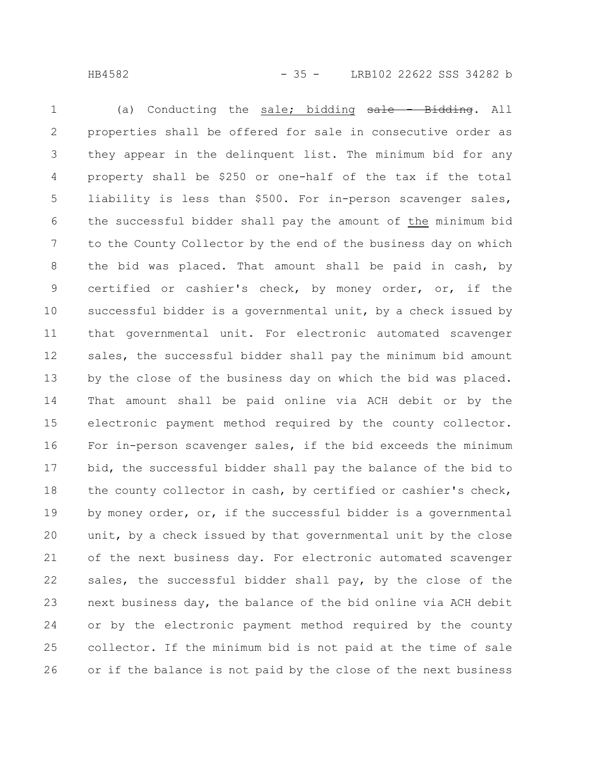(a) Conducting the sale; bidding ~~sale - Bidding~~. All properties shall be offered for sale in consecutive order as they appear in the delinquent list. The minimum bid for any property shall be $250 or one-half of the tax if the total liability is less than $500. For in-person scavenger sales, the successful bidder shall pay the amount of the minimum bid to the County Collector by the end of the business day on which the bid was placed. That amount shall be paid in cash, by certified or cashier's check, by money order, or, if the successful bidder is a governmental unit, by a check issued by that governmental unit. For electronic automated scavenger sales, the successful bidder shall pay the minimum bid amount by the close of the business day on which the bid was placed. That amount shall be paid online via ACH debit or by the electronic payment method required by the county collector. For in-person scavenger sales, if the bid exceeds the minimum bid, the successful bidder shall pay the balance of the bid to the county collector in cash, by certified or cashier's check, by money order, or, if the successful bidder is a governmental unit, by a check issued by that governmental unit by the close of the next business day. For electronic automated scavenger sales, the successful bidder shall pay, by the close of the next business day, the balance of the bid online via ACH debit or by the electronic payment method required by the county collector. If the minimum bid is not paid at the time of sale or if the balance is not paid by the close of the next business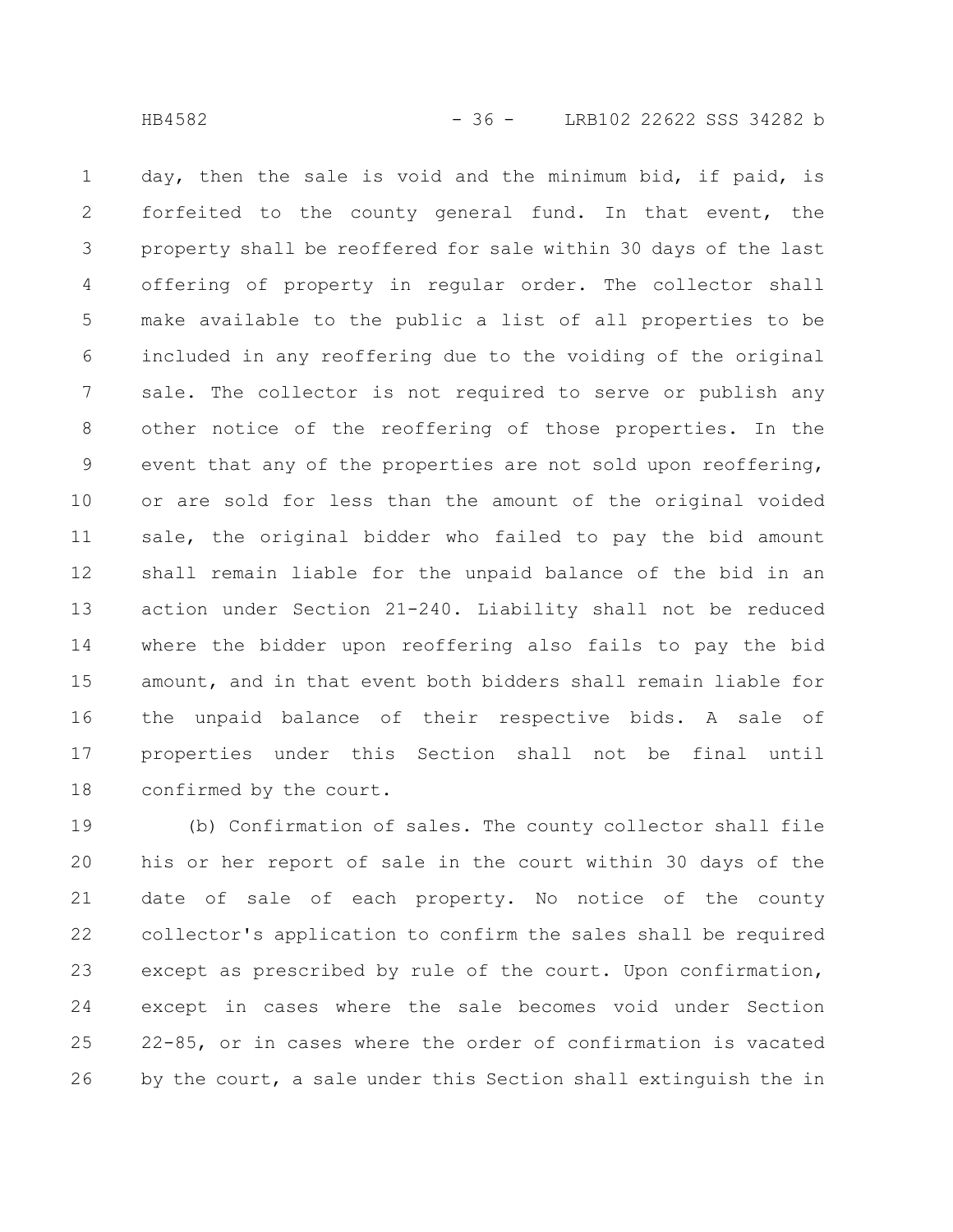day, then the sale is void and the minimum bid, if paid, is forfeited to the county general fund. In that event, the property shall be reoffered for sale within 30 days of the last offering of property in regular order. The collector shall make available to the public a list of all properties to be included in any reoffering due to the voiding of the original sale. The collector is not required to serve or publish any other notice of the reoffering of those properties. In the event that any of the properties are not sold upon reoffering, or are sold for less than the amount of the original voided sale, the original bidder who failed to pay the bid amount shall remain liable for the unpaid balance of the bid in an action under Section 21-240. Liability shall not be reduced where the bidder upon reoffering also fails to pay the bid amount, and in that event both bidders shall remain liable for the unpaid balance of their respective bids. A sale of properties under this Section shall not be final until confirmed by the court.

(b) Confirmation of sales. The county collector shall file his or her report of sale in the court within 30 days of the date of sale of each property. No notice of the county collector's application to confirm the sales shall be required except as prescribed by rule of the court. Upon confirmation, except in cases where the sale becomes void under Section 22-85, or in cases where the order of confirmation is vacated by the court, a sale under this Section shall extinguish the in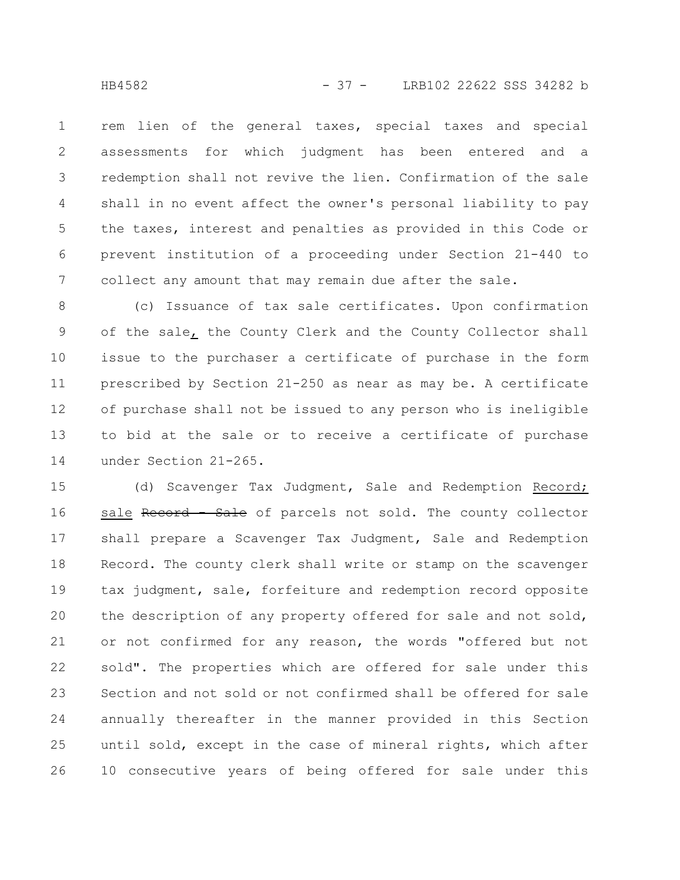rem lien of the general taxes, special taxes and special assessments for which judgment has been entered and a redemption shall not revive the lien. Confirmation of the sale shall in no event affect the owner's personal liability to pay the taxes, interest and penalties as provided in this Code or prevent institution of a proceeding under Section 21-440 to collect any amount that may remain due after the sale.

(c) Issuance of tax sale certificates. Upon confirmation of the sale, the County Clerk and the County Collector shall issue to the purchaser a certificate of purchase in the form prescribed by Section 21-250 as near as may be. A certificate of purchase shall not be issued to any person who is ineligible to bid at the sale or to receive a certificate of purchase under Section 21-265.

(d) Scavenger Tax Judgment, Sale and Redemption Record; sale ~~Record - Sale~~ of parcels not sold. The county collector shall prepare a Scavenger Tax Judgment, Sale and Redemption Record. The county clerk shall write or stamp on the scavenger tax judgment, sale, forfeiture and redemption record opposite the description of any property offered for sale and not sold, or not confirmed for any reason, the words "offered but not sold". The properties which are offered for sale under this Section and not sold or not confirmed shall be offered for sale annually thereafter in the manner provided in this Section until sold, except in the case of mineral rights, which after 10 consecutive years of being offered for sale under this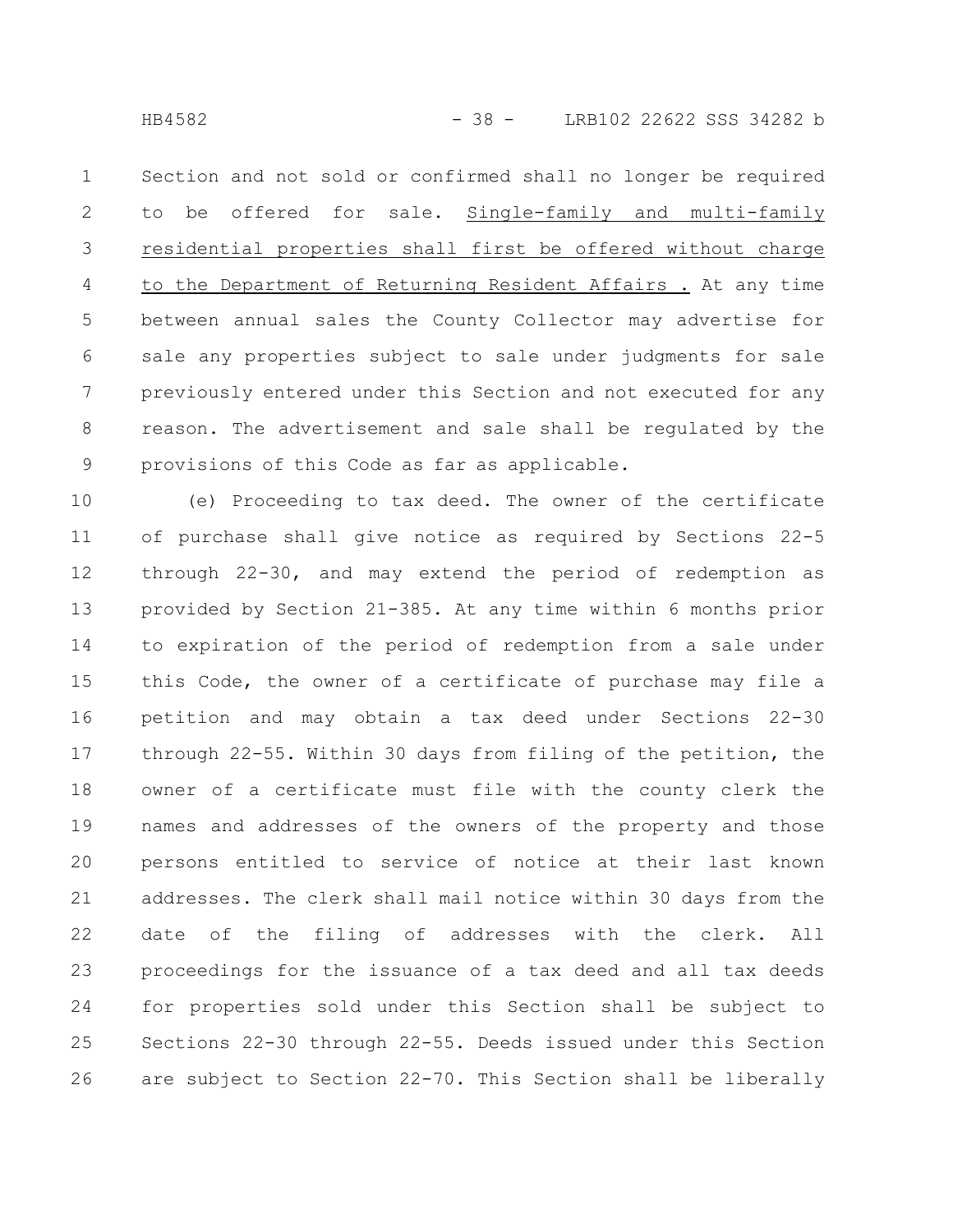Section and not sold or confirmed shall no longer be required to be offered for sale. Single-family and multi-family residential properties shall first be offered without charge to the Department of Returning Resident Affairs . At any time between annual sales the County Collector may advertise for sale any properties subject to sale under judgments for sale previously entered under this Section and not executed for any reason. The advertisement and sale shall be regulated by the provisions of this Code as far as applicable.

(e) Proceeding to tax deed. The owner of the certificate of purchase shall give notice as required by Sections 22-5 through 22-30, and may extend the period of redemption as provided by Section 21-385. At any time within 6 months prior to expiration of the period of redemption from a sale under this Code, the owner of a certificate of purchase may file a petition and may obtain a tax deed under Sections 22-30 through 22-55. Within 30 days from filing of the petition, the owner of a certificate must file with the county clerk the names and addresses of the owners of the property and those persons entitled to service of notice at their last known addresses. The clerk shall mail notice within 30 days from the date of the filing of addresses with the clerk. All proceedings for the issuance of a tax deed and all tax deeds for properties sold under this Section shall be subject to Sections 22-30 through 22-55. Deeds issued under this Section are subject to Section 22-70. This Section shall be liberally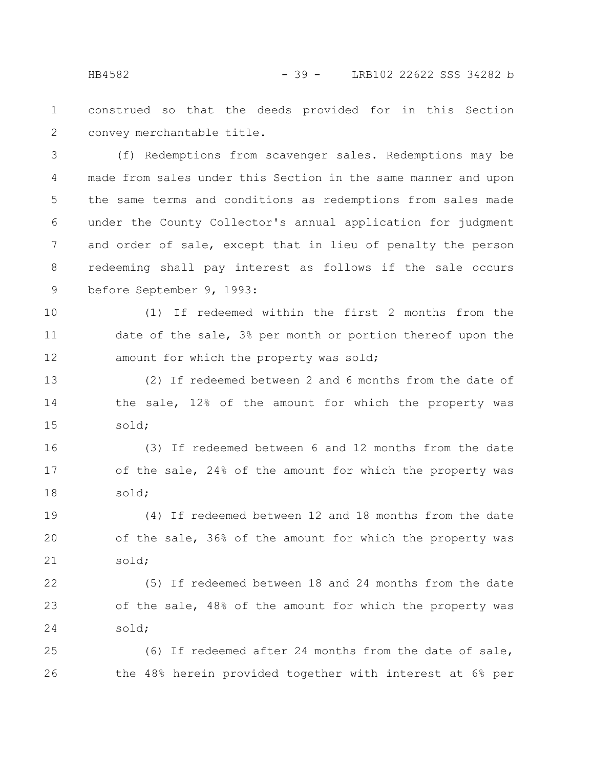construed so that the deeds provided for in this Section convey merchantable title.

(f) Redemptions from scavenger sales. Redemptions may be made from sales under this Section in the same manner and upon the same terms and conditions as redemptions from sales made under the County Collector's annual application for judgment and order of sale, except that in lieu of penalty the person redeeming shall pay interest as follows if the sale occurs before September 9, 1993:

(1) If redeemed within the first 2 months from the date of the sale, 3% per month or portion thereof upon the amount for which the property was sold;

(2) If redeemed between 2 and 6 months from the date of the sale, 12% of the amount for which the property was sold;

(3) If redeemed between 6 and 12 months from the date of the sale, 24% of the amount for which the property was sold;

(4) If redeemed between 12 and 18 months from the date of the sale, 36% of the amount for which the property was sold;

(5) If redeemed between 18 and 24 months from the date of the sale, 48% of the amount for which the property was sold;

(6) If redeemed after 24 months from the date of sale, the 48% herein provided together with interest at 6% per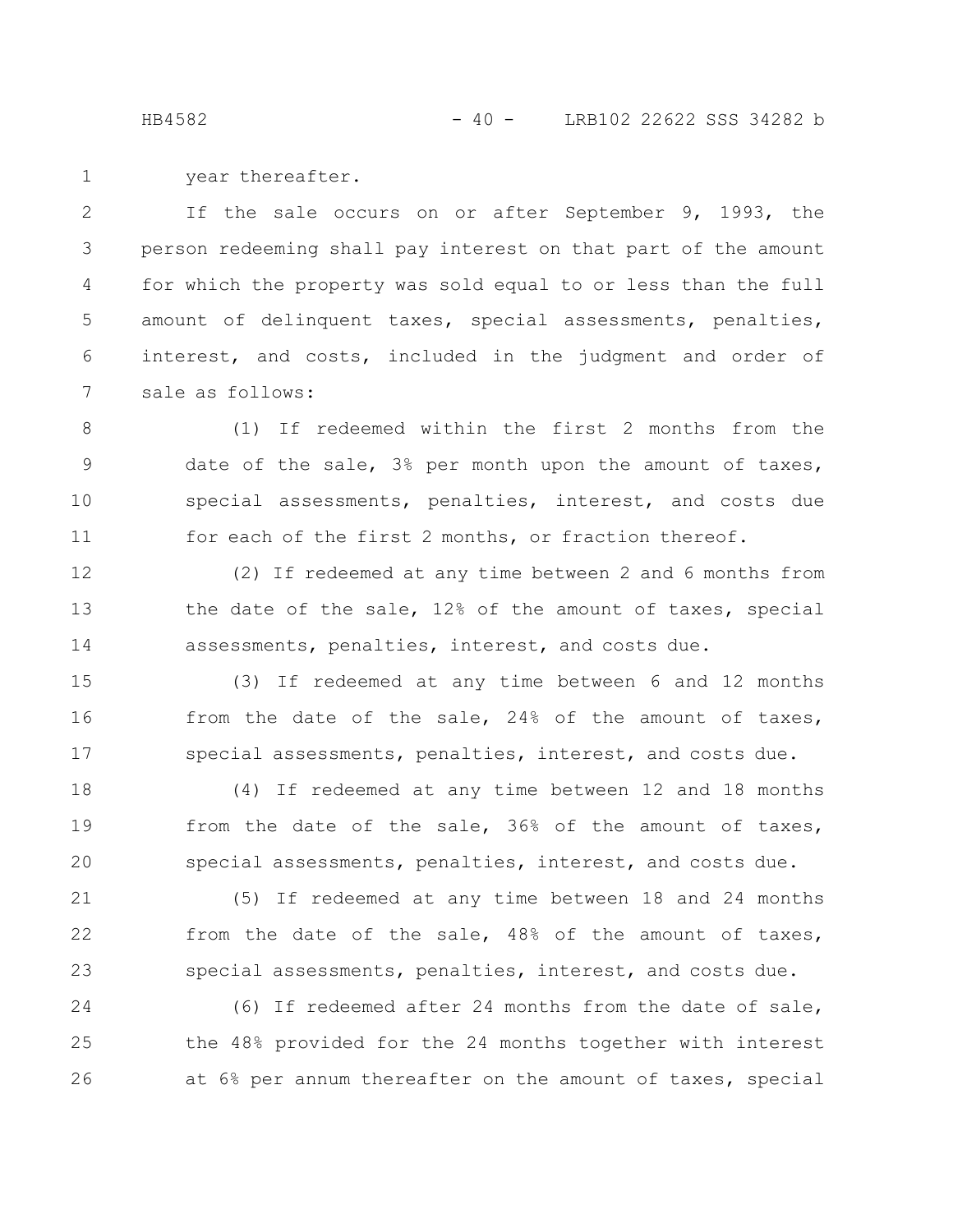year thereafter.

If the sale occurs on or after September 9, 1993, the person redeeming shall pay interest on that part of the amount for which the property was sold equal to or less than the full amount of delinquent taxes, special assessments, penalties, interest, and costs, included in the judgment and order of sale as follows:

(1) If redeemed within the first 2 months from the date of the sale, 3% per month upon the amount of taxes, special assessments, penalties, interest, and costs due for each of the first 2 months, or fraction thereof.

(2) If redeemed at any time between 2 and 6 months from the date of the sale, 12% of the amount of taxes, special assessments, penalties, interest, and costs due.

(3) If redeemed at any time between 6 and 12 months from the date of the sale, 24% of the amount of taxes, special assessments, penalties, interest, and costs due.

(4) If redeemed at any time between 12 and 18 months from the date of the sale, 36% of the amount of taxes, special assessments, penalties, interest, and costs due.

(5) If redeemed at any time between 18 and 24 months from the date of the sale, 48% of the amount of taxes, special assessments, penalties, interest, and costs due.

(6) If redeemed after 24 months from the date of sale, the 48% provided for the 24 months together with interest at 6% per annum thereafter on the amount of taxes, special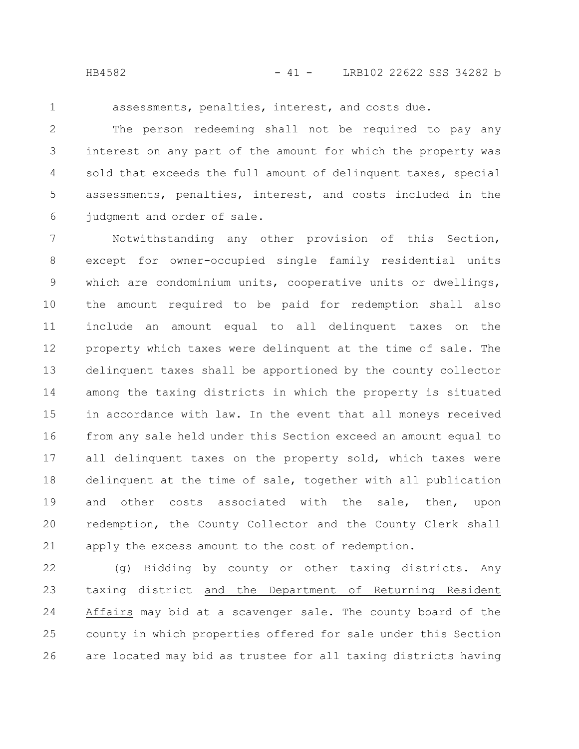assessments, penalties, interest, and costs due.

The person redeeming shall not be required to pay any interest on any part of the amount for which the property was sold that exceeds the full amount of delinquent taxes, special assessments, penalties, interest, and costs included in the judgment and order of sale.

Notwithstanding any other provision of this Section, except for owner-occupied single family residential units which are condominium units, cooperative units or dwellings, the amount required to be paid for redemption shall also include an amount equal to all delinquent taxes on the property which taxes were delinquent at the time of sale. The delinquent taxes shall be apportioned by the county collector among the taxing districts in which the property is situated in accordance with law. In the event that all moneys received from any sale held under this Section exceed an amount equal to all delinquent taxes on the property sold, which taxes were delinquent at the time of sale, together with all publication and other costs associated with the sale, then, upon redemption, the County Collector and the County Clerk shall apply the excess amount to the cost of redemption.

(g) Bidding by county or other taxing districts. Any taxing district and the Department of Returning Resident Affairs may bid at a scavenger sale. The county board of the county in which properties offered for sale under this Section are located may bid as trustee for all taxing districts having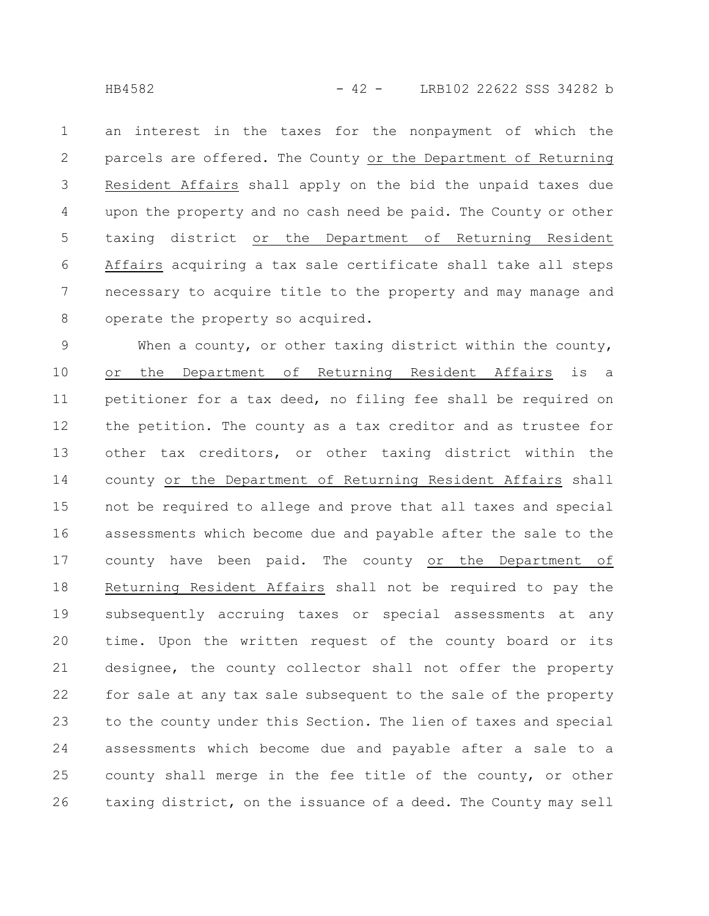an interest in the taxes for the nonpayment of which the parcels are offered. The County or the Department of Returning Resident Affairs shall apply on the bid the unpaid taxes due upon the property and no cash need be paid. The County or other taxing district or the Department of Returning Resident Affairs acquiring a tax sale certificate shall take all steps necessary to acquire title to the property and may manage and operate the property so acquired.

When a county, or other taxing district within the county, or the Department of Returning Resident Affairs is a petitioner for a tax deed, no filing fee shall be required on the petition. The county as a tax creditor and as trustee for other tax creditors, or other taxing district within the county or the Department of Returning Resident Affairs shall not be required to allege and prove that all taxes and special assessments which become due and payable after the sale to the county have been paid. The county or the Department of Returning Resident Affairs shall not be required to pay the subsequently accruing taxes or special assessments at any time. Upon the written request of the county board or its designee, the county collector shall not offer the property for sale at any tax sale subsequent to the sale of the property to the county under this Section. The lien of taxes and special assessments which become due and payable after a sale to a county shall merge in the fee title of the county, or other taxing district, on the issuance of a deed. The County may sell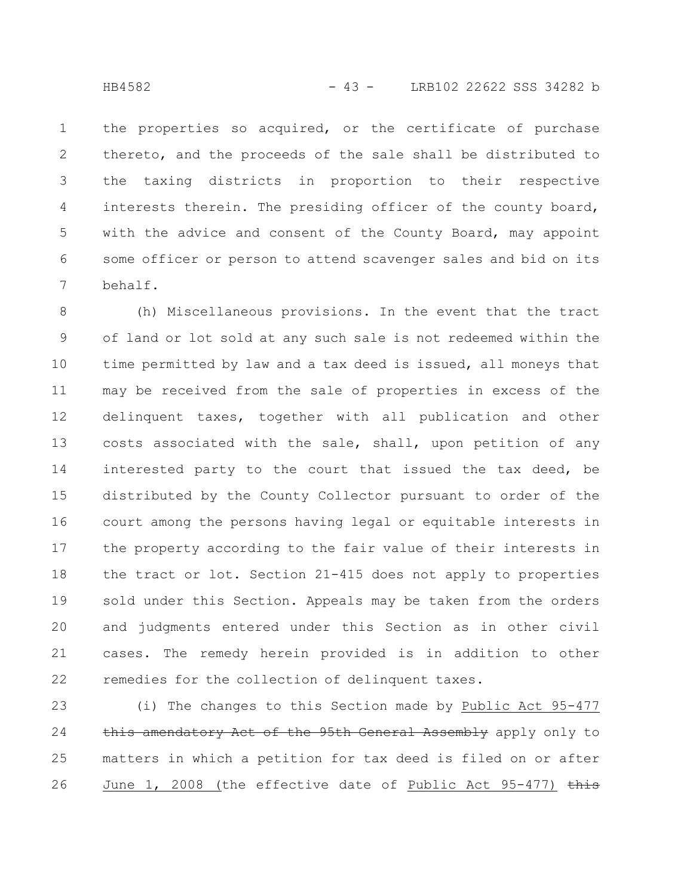the properties so acquired, or the certificate of purchase thereto, and the proceeds of the sale shall be distributed to the taxing districts in proportion to their respective interests therein. The presiding officer of the county board, with the advice and consent of the County Board, may appoint some officer or person to attend scavenger sales and bid on its behalf.

(h) Miscellaneous provisions. In the event that the tract of land or lot sold at any such sale is not redeemed within the time permitted by law and a tax deed is issued, all moneys that may be received from the sale of properties in excess of the delinquent taxes, together with all publication and other costs associated with the sale, shall, upon petition of any interested party to the court that issued the tax deed, be distributed by the County Collector pursuant to order of the court among the persons having legal or equitable interests in the property according to the fair value of their interests in the tract or lot. Section 21-415 does not apply to properties sold under this Section. Appeals may be taken from the orders and judgments entered under this Section as in other civil cases. The remedy herein provided is in addition to other remedies for the collection of delinquent taxes.

(i) The changes to this Section made by Public Act 95-477 ~~this amendatory Act of the 95th General Assembly~~ apply only to matters in which a petition for tax deed is filed on or after June 1, 2008 (the effective date of Public Act 95-477) ~~this~~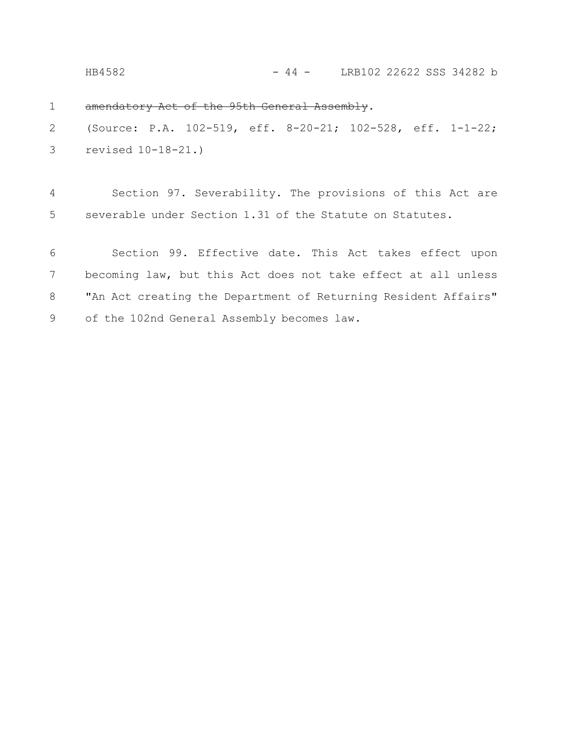~~amendatory Act of the 95th General Assembly~~.

(Source: P.A. 102-519, eff. 8-20-21; 102-528, eff. 1-1-22; revised 10-18-21.)

Section 97. Severability. The provisions of this Act are severable under Section 1.31 of the Statute on Statutes.

Section 99. Effective date. This Act takes effect upon becoming law, but this Act does not take effect at all unless "An Act creating the Department of Returning Resident Affairs" of the 102nd General Assembly becomes law.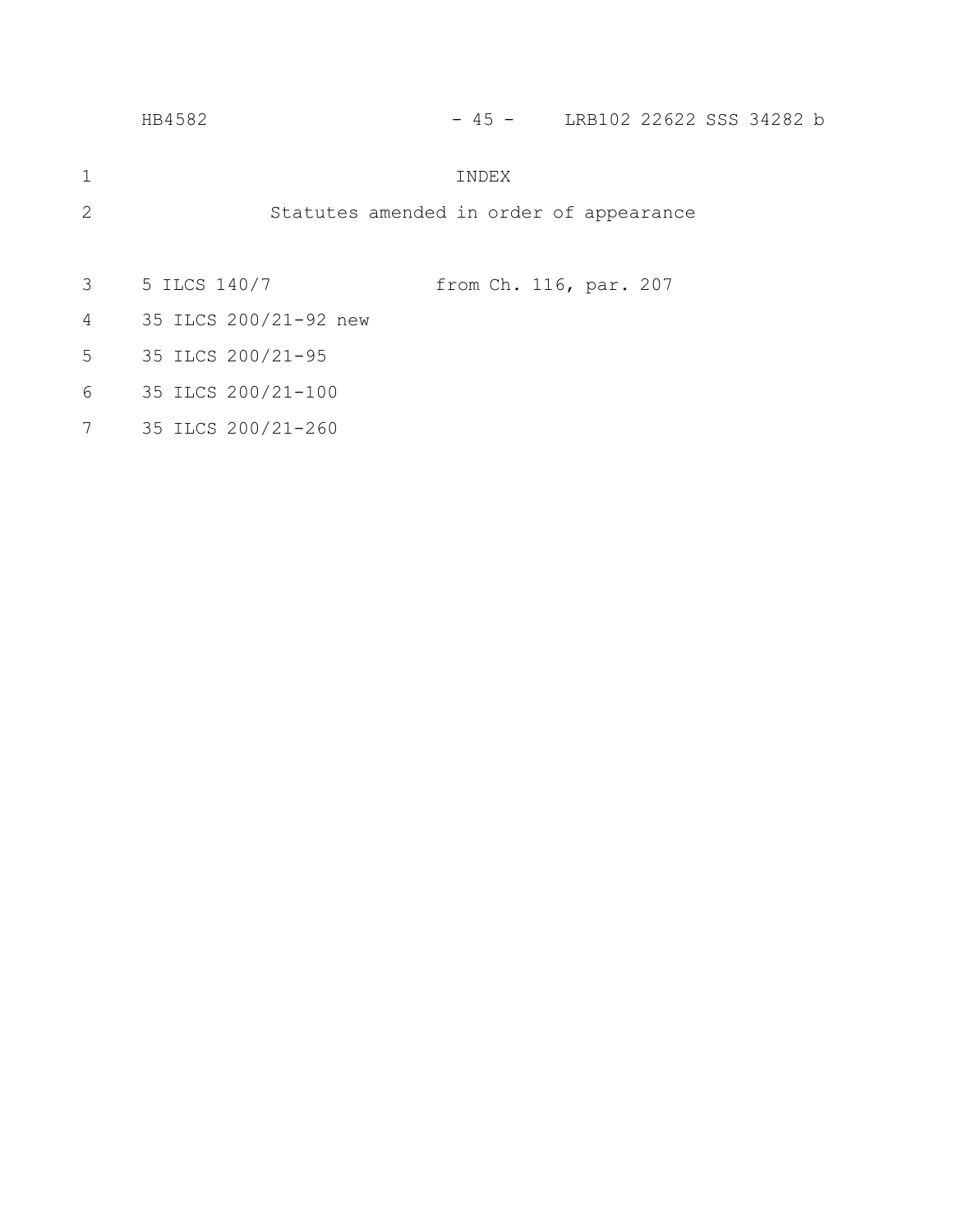# INDEX

## Statutes amended in order of appearance

| | |
|---|---|
| 5 ILCS 140/7 | from Ch. 116, par. 207 |
| 35 ILCS 200/21-92 new | |
| 35 ILCS 200/21-95 | |
| 35 ILCS 200/21-100 | |
| 35 ILCS 200/21-260 | |